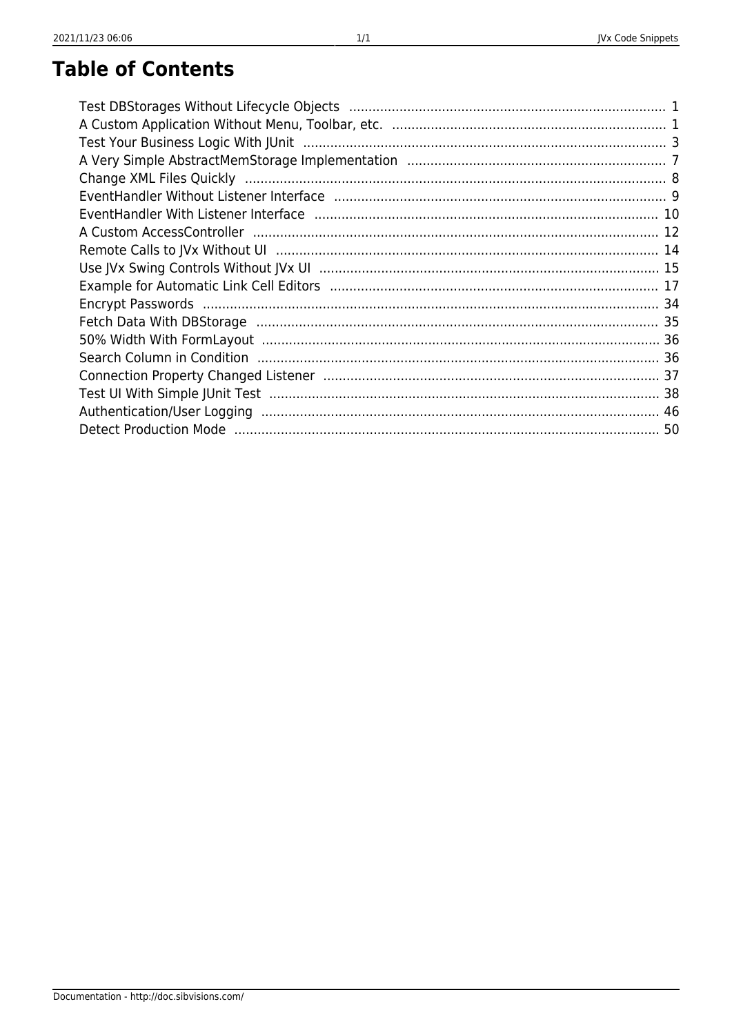# Table of Contents

- Test DBStorages Without Lifecycle Objects ..... 1
- A Custom Application Without Menu, Toolbar, etc. ..... 1
- Test Your Business Logic With JUnit ..... 3
- A Very Simple AbstractMemStorage Implementation ..... 7
- Change XML Files Quickly ..... 8
- EventHandler Without Listener Interface ..... 9
- EventHandler With Listener Interface ..... 10
- A Custom AccessController ..... 12
- Remote Calls to JVx Without UI ..... 14
- Use JVx Swing Controls Without JVx UI ..... 15
- Example for Automatic Link Cell Editors ..... 17
- Encrypt Passwords ..... 34
- Fetch Data With DBStorage ..... 35
- 50% Width With FormLayout ..... 36
- Search Column in Condition ..... 36
- Connection Property Changed Listener ..... 37
- Test UI With Simple JUnit Test ..... 38
- Authentication/User Logging ..... 46
- Detect Production Mode ..... 50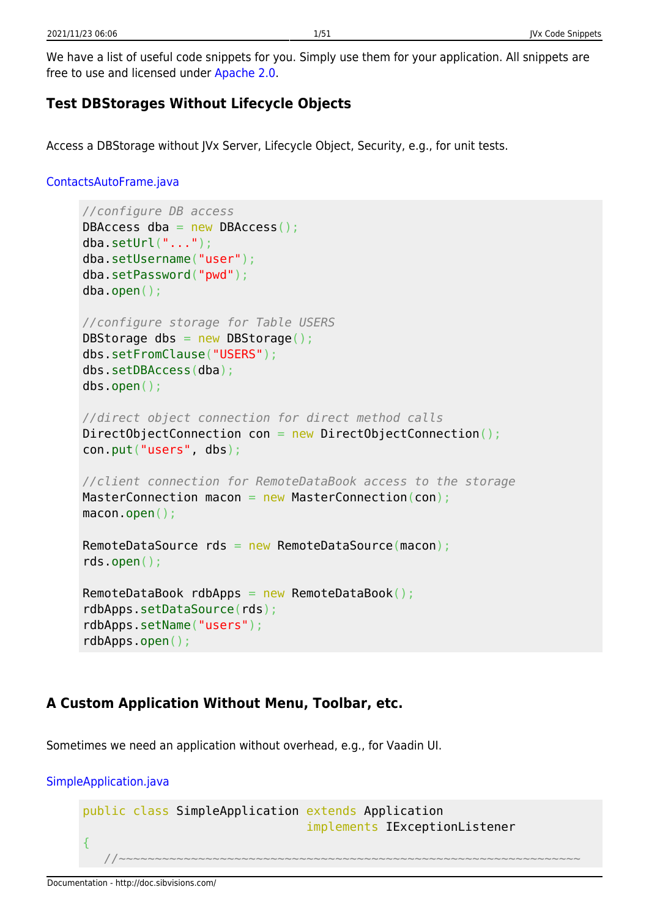We have a list of useful code snippets for you. Simply use them for your application. All snippets are free to use and licensed under Apache 2.0.

## Test DBStorages Without Lifecycle Objects

Access a DBStorage without JVx Server, Lifecycle Object, Security, e.g., for unit tests.

ContactsAutoFrame.java

```java
//configure DB access
DBAccess dba = new DBAccess();
dba.setUrl("...");
dba.setUsername("user");
dba.setPassword("pwd");
dba.open();

//configure storage for Table USERS
DBStorage dbs = new DBStorage();
dbs.setFromClause("USERS");
dbs.setDBAccess(dba);
dbs.open();

//direct object connection for direct method calls
DirectObjectConnection con = new DirectObjectConnection();
con.put("users", dbs);

//client connection for RemoteDataBook access to the storage
MasterConnection macon = new MasterConnection(con);
macon.open();

RemoteDataSource rds = new RemoteDataSource(macon);
rds.open();

RemoteDataBook rdbApps = new RemoteDataBook();
rdbApps.setDataSource(rds);
rdbApps.setName("users");
rdbApps.open();
```

## A Custom Application Without Menu, Toolbar, etc.

Sometimes we need an application without overhead, e.g., for Vaadin UI.

SimpleApplication.java

```java
public class SimpleApplication extends Application
                               implements IExceptionListener
{
   //~~~~~~~~~~~~~~~~~~~~~~~~~~~~~~~~~~~~~~~~~~~~~~~~~~~~~~~~~~~~~~~~~~
```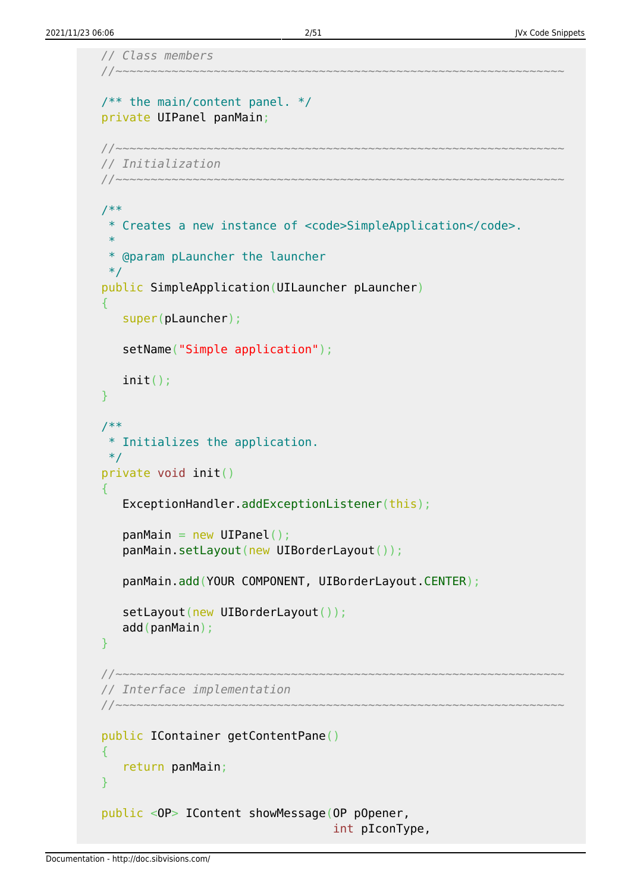```java
   // Class members
   //~~~~~~~~~~~~~~~~~~~~~~~~~~~~~~~~~~~~~~~~~~~~~~~~~~~~~~~~~~~~~~~~

   /** the main/content panel. */
   private UIPanel panMain;

   //~~~~~~~~~~~~~~~~~~~~~~~~~~~~~~~~~~~~~~~~~~~~~~~~~~~~~~~~~~~~~~~~
   // Initialization
   //~~~~~~~~~~~~~~~~~~~~~~~~~~~~~~~~~~~~~~~~~~~~~~~~~~~~~~~~~~~~~~~~

   /**
    * Creates a new instance of <code>SimpleApplication</code>.
    *
    * @param pLauncher the launcher
    */
   public SimpleApplication(UILauncher pLauncher)
   {
      super(pLauncher);

      setName("Simple application");

      init();
   }

   /**
    * Initializes the application.
    */
   private void init()
   {
      ExceptionHandler.addExceptionListener(this);

      panMain = new UIPanel();
      panMain.setLayout(new UIBorderLayout());

      panMain.add(YOUR COMPONENT, UIBorderLayout.CENTER);

      setLayout(new UIBorderLayout());
      add(panMain);
   }

   //~~~~~~~~~~~~~~~~~~~~~~~~~~~~~~~~~~~~~~~~~~~~~~~~~~~~~~~~~~~~~~~~
   // Interface implementation
   //~~~~~~~~~~~~~~~~~~~~~~~~~~~~~~~~~~~~~~~~~~~~~~~~~~~~~~~~~~~~~~~~

   public IContainer getContentPane()
   {
      return panMain;
   }

   public <OP> IContent showMessage(OP pOpener,
                                    int pIconType,
```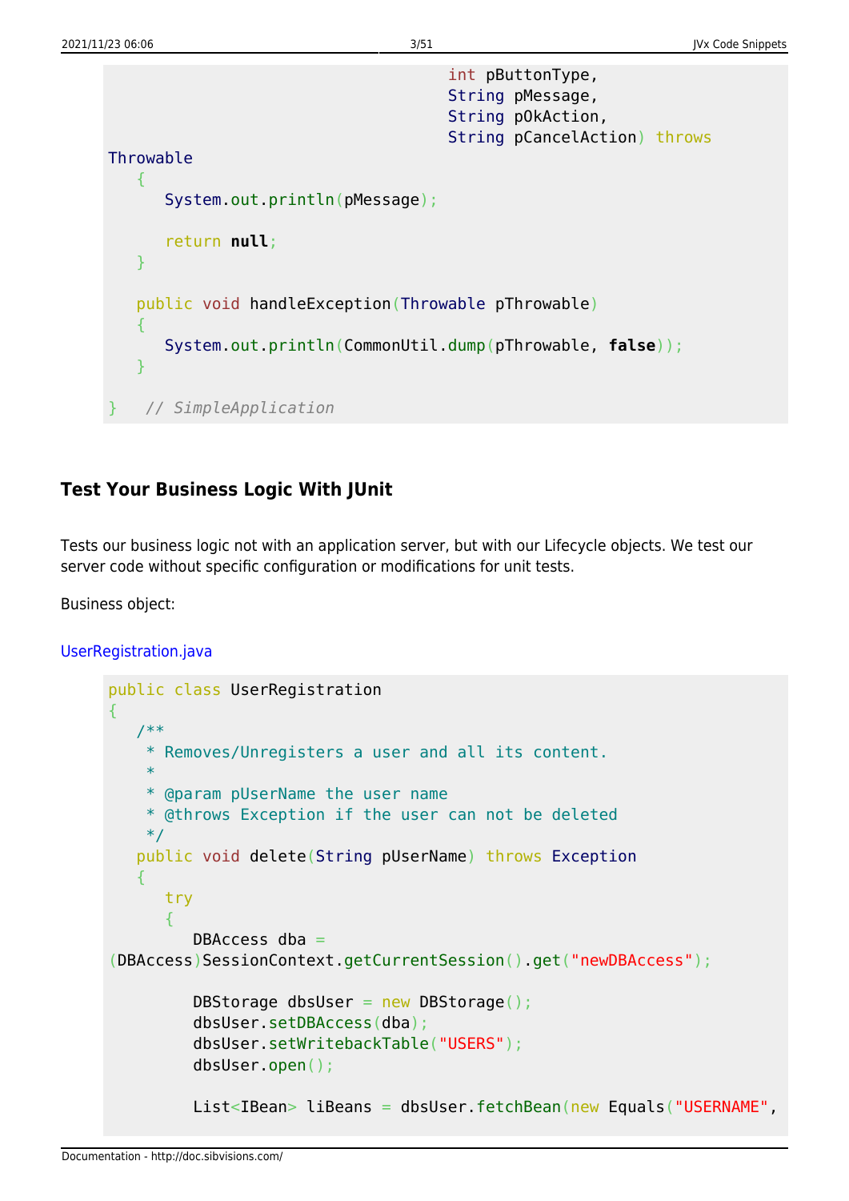```java
                                    int pButtonType,
                                    String pMessage,
                                    String pOkAction,
                                    String pCancelAction) throws
Throwable
   {
      System.out.println(pMessage);

      return null;
   }

   public void handleException(Throwable pThrowable)
   {
      System.out.println(CommonUtil.dump(pThrowable, false));
   }

}   // SimpleApplication
```

## Test Your Business Logic With JUnit

Tests our business logic not with an application server, but with our Lifecycle objects. We test our server code without specific configuration or modifications for unit tests.

Business object:

UserRegistration.java

```java
public class UserRegistration
{
   /**
    * Removes/Unregisters a user and all its content.
    *
    * @param pUserName the user name
    * @throws Exception if the user can not be deleted
    */
   public void delete(String pUserName) throws Exception
   {
      try
      {
         DBAccess dba =
(DBAccess)SessionContext.getCurrentSession().get("newDBAccess");

         DBStorage dbsUser = new DBStorage();
         dbsUser.setDBAccess(dba);
         dbsUser.setWritebackTable("USERS");
         dbsUser.open();

         List<IBean> liBeans = dbsUser.fetchBean(new Equals("USERNAME",
```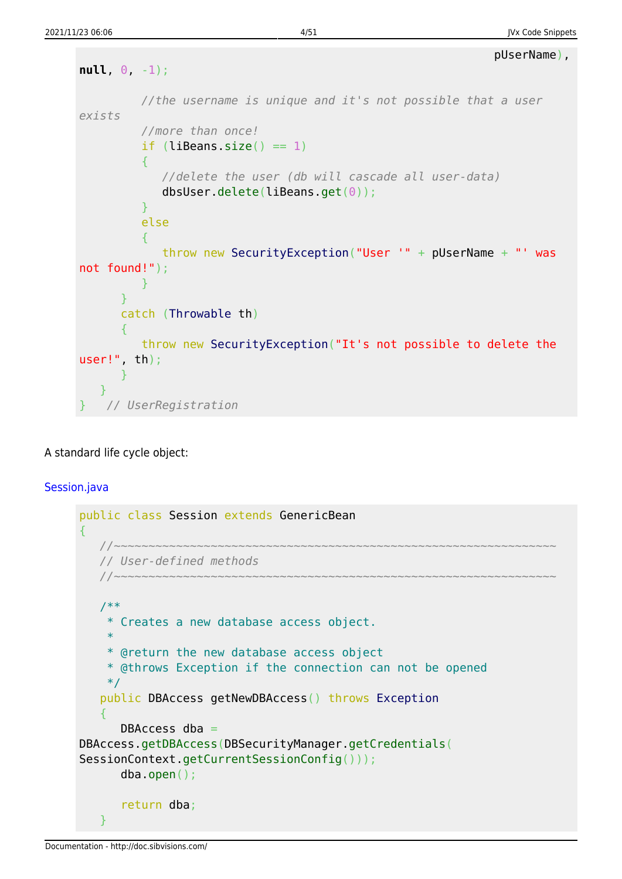```
                                                pUserName),
null, 0, -1);

         //the username is unique and it's not possible that a user exists
         //more than once!
         if (liBeans.size() == 1)
         {
            //delete the user (db will cascade all user-data)
            dbsUser.delete(liBeans.get(0));
         }
         else
         {
            throw new SecurityException("User '" + pUserName + "' was not found!");
         }
      }
      catch (Throwable th)
      {
         throw new SecurityException("It's not possible to delete the user!", th);
      }
   }
}   // UserRegistration
```

A standard life cycle object:

Session.java

```
public class Session extends GenericBean
{
   //~~~~~~~~~~~~~~~~~~~~~~~~~~~~~~~~~~~~~~~~~~~~~~~~~~~~~~~~~~~~~~~~~
   // User-defined methods
   //~~~~~~~~~~~~~~~~~~~~~~~~~~~~~~~~~~~~~~~~~~~~~~~~~~~~~~~~~~~~~~~~~

   /**
    * Creates a new database access object.
    *
    * @return the new database access object
    * @throws Exception if the connection can not be opened
    */
   public DBAccess getNewDBAccess() throws Exception
   {
      DBAccess dba =
DBAccess.getDBAccess(DBSecurityManager.getCredentials(
SessionContext.getCurrentSessionConfig()));
      dba.open();

      return dba;
   }
```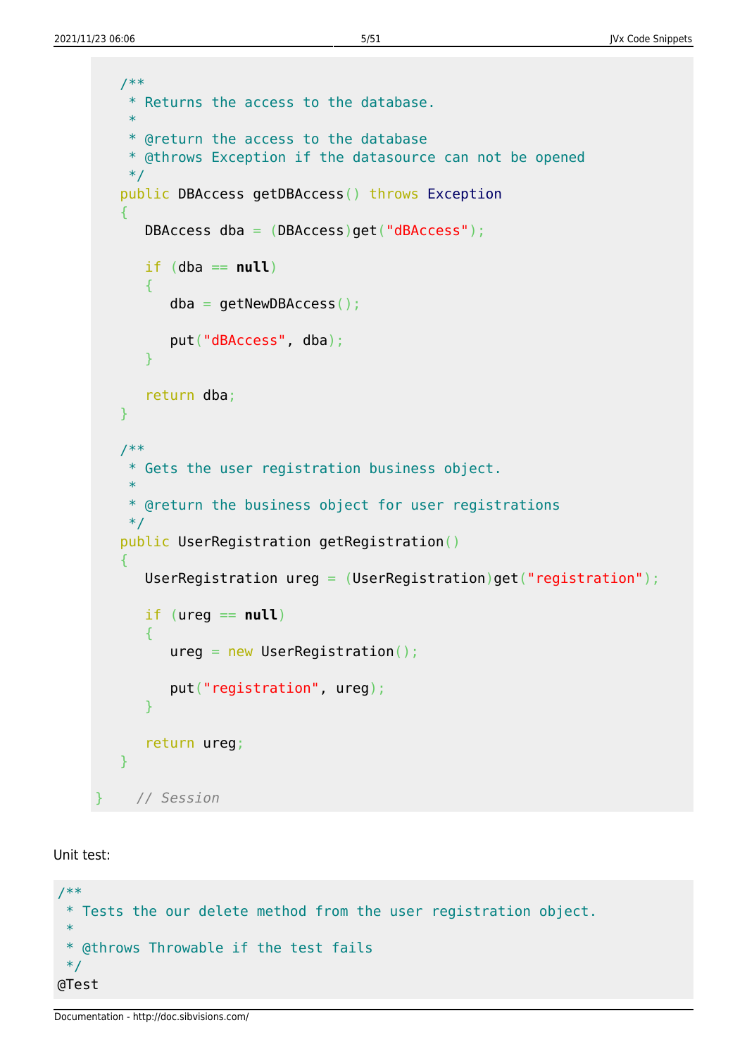```java
   /**
    * Returns the access to the database.
    *
    * @return the access to the database
    * @throws Exception if the datasource can not be opened
    */
   public DBAccess getDBAccess() throws Exception
   {
      DBAccess dba = (DBAccess)get("dBAccess");

      if (dba == null)
      {
         dba = getNewDBAccess();

         put("dBAccess", dba);
      }

      return dba;
   }

   /**
    * Gets the user registration business object.
    *
    * @return the business object for user registrations
    */
   public UserRegistration getRegistration()
   {
      UserRegistration ureg = (UserRegistration)get("registration");

      if (ureg == null)
      {
         ureg = new UserRegistration();

         put("registration", ureg);
      }

      return ureg;
   }

}    // Session
```

Unit test:

```java
/**
 * Tests the our delete method from the user registration object.
 *
 * @throws Throwable if the test fails
 */
@Test
```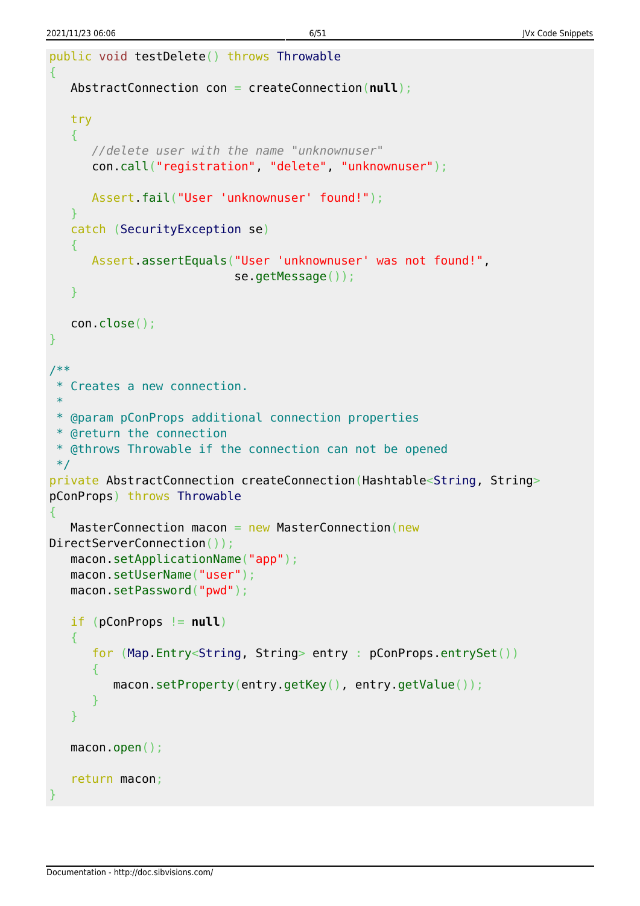```java
public void testDelete() throws Throwable
{
   AbstractConnection con = createConnection(null);

   try
   {
      //delete user with the name "unknownuser"
      con.call("registration", "delete", "unknownuser");

      Assert.fail("User 'unknownuser' found!");
   }
   catch (SecurityException se)
   {
      Assert.assertEquals("User 'unknownuser' was not found!",
                          se.getMessage());
   }

   con.close();
}

/**
 * Creates a new connection.
 *
 * @param pConProps additional connection properties
 * @return the connection
 * @throws Throwable if the connection can not be opened
 */
private AbstractConnection createConnection(Hashtable<String, String>
pConProps) throws Throwable
{
   MasterConnection macon = new MasterConnection(new
DirectServerConnection());
   macon.setApplicationName("app");
   macon.setUserName("user");
   macon.setPassword("pwd");

   if (pConProps != null)
   {
      for (Map.Entry<String, String> entry : pConProps.entrySet())
      {
         macon.setProperty(entry.getKey(), entry.getValue());
      }
   }

   macon.open();

   return macon;
}
```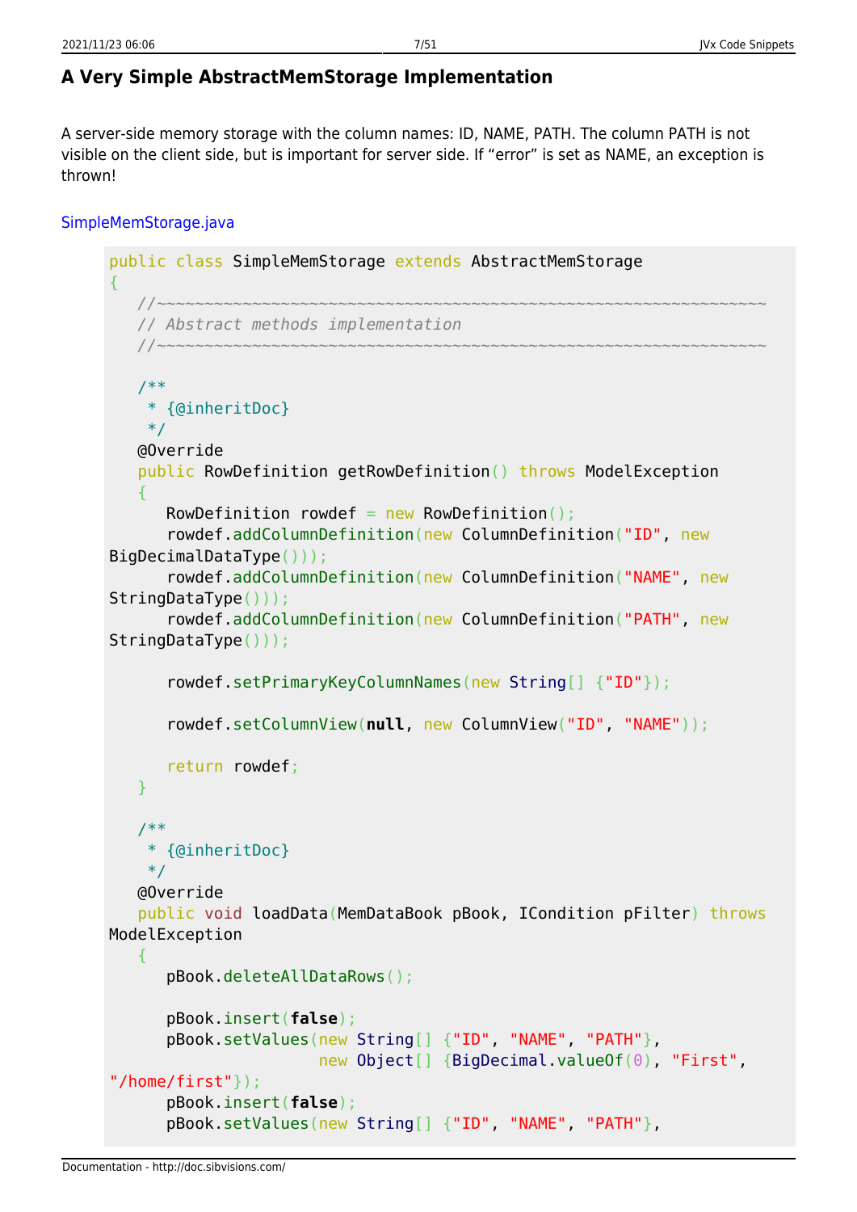## A Very Simple AbstractMemStorage Implementation

A server-side memory storage with the column names: ID, NAME, PATH. The column PATH is not visible on the client side, but is important for server side. If “error” is set as NAME, an exception is thrown!

SimpleMemStorage.java

```java
public class SimpleMemStorage extends AbstractMemStorage
{
   //~~~~~~~~~~~~~~~~~~~~~~~~~~~~~~~~~~~~~~~~~~~~~~~~~~~~~~~~~~~~~~~~~
   // Abstract methods implementation
   //~~~~~~~~~~~~~~~~~~~~~~~~~~~~~~~~~~~~~~~~~~~~~~~~~~~~~~~~~~~~~~~~~

   /**
    * {@inheritDoc}
    */
   @Override
   public RowDefinition getRowDefinition() throws ModelException
   {
      RowDefinition rowdef = new RowDefinition();
      rowdef.addColumnDefinition(new ColumnDefinition("ID", new
BigDecimalDataType()));
      rowdef.addColumnDefinition(new ColumnDefinition("NAME", new
StringDataType()));
      rowdef.addColumnDefinition(new ColumnDefinition("PATH", new
StringDataType()));

      rowdef.setPrimaryKeyColumnNames(new String[] {"ID"});

      rowdef.setColumnView(null, new ColumnView("ID", "NAME"));

      return rowdef;
   }

   /**
    * {@inheritDoc}
    */
   @Override
   public void loadData(MemDataBook pBook, ICondition pFilter) throws
ModelException
   {
      pBook.deleteAllDataRows();

      pBook.insert(false);
      pBook.setValues(new String[] {"ID", "NAME", "PATH"},
                      new Object[] {BigDecimal.valueOf(0), "First",
"/home/first"});
      pBook.insert(false);
      pBook.setValues(new String[] {"ID", "NAME", "PATH"},
```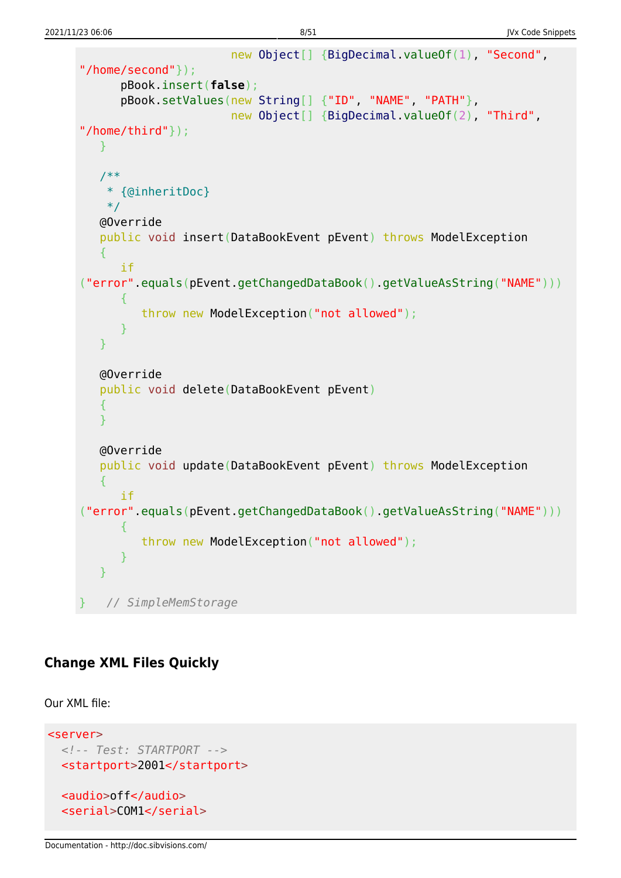```java
                     new Object[] {BigDecimal.valueOf(1), "Second",
"/home/second"});
      pBook.insert(false);
      pBook.setValues(new String[] {"ID", "NAME", "PATH"},
                     new Object[] {BigDecimal.valueOf(2), "Third",
"/home/third"});
   }

   /**
    * {@inheritDoc}
    */
   @Override
   public void insert(DataBookEvent pEvent) throws ModelException
   {
      if
("error".equals(pEvent.getChangedDataBook().getValueAsString("NAME")))
      {
         throw new ModelException("not allowed");
      }
   }

   @Override
   public void delete(DataBookEvent pEvent)
   {
   }

   @Override
   public void update(DataBookEvent pEvent) throws ModelException
   {
      if
("error".equals(pEvent.getChangedDataBook().getValueAsString("NAME")))
      {
         throw new ModelException("not allowed");
      }
   }

}   // SimpleMemStorage
```

## Change XML Files Quickly

Our XML file:

```xml
<server>
  <!-- Test: STARTPORT -->
  <startport>2001</startport>

  <audio>off</audio>
  <serial>COM1</serial>
```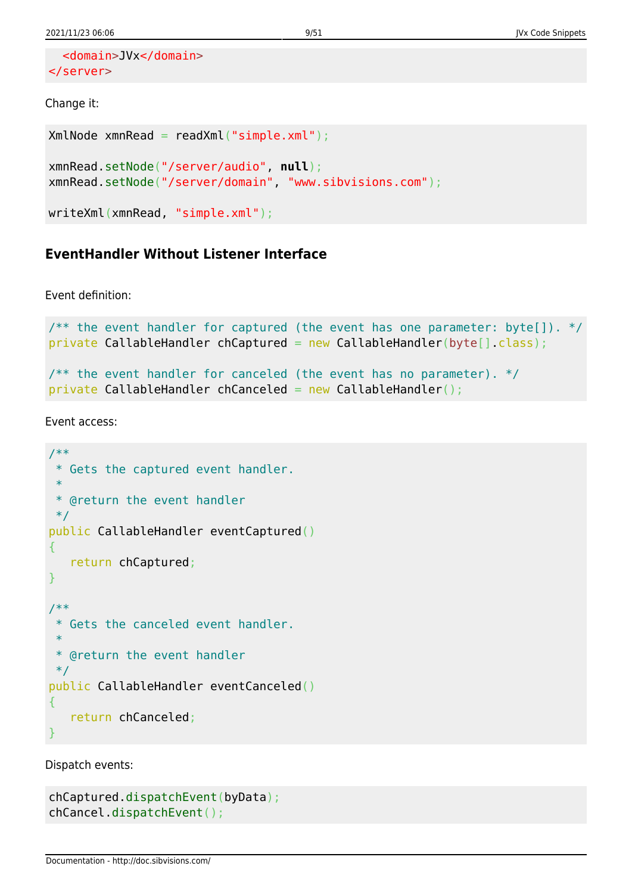```
  <domain>JVx</domain>
</server>
```

Change it:

```
XmlNode xmnRead = readXml("simple.xml");

xmnRead.setNode("/server/audio", null);
xmnRead.setNode("/server/domain", "www.sibvisions.com");

writeXml(xmnRead, "simple.xml");
```

### EventHandler Without Listener Interface

Event definition:

```
/** the event handler for captured (the event has one parameter: byte[]). */
private CallableHandler chCaptured = new CallableHandler(byte[].class);

/** the event handler for canceled (the event has no parameter). */
private CallableHandler chCanceled = new CallableHandler();
```

Event access:

```
/**
 * Gets the captured event handler.
 *
 * @return the event handler
 */
public CallableHandler eventCaptured()
{
   return chCaptured;
}

/**
 * Gets the canceled event handler.
 *
 * @return the event handler
 */
public CallableHandler eventCanceled()
{
   return chCanceled;
}
```

Dispatch events:

```
chCaptured.dispatchEvent(byData);
chCancel.dispatchEvent();
```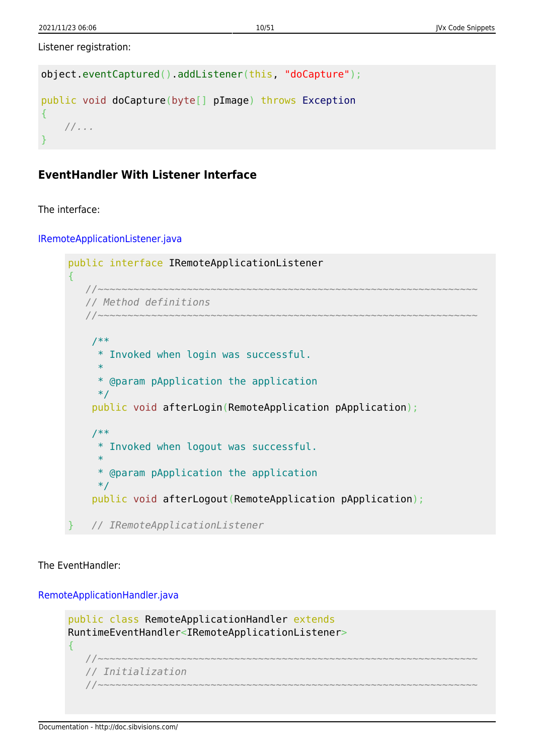Listener registration:

```
object.eventCaptured().addListener(this, "doCapture");

public void doCapture(byte[] pImage) throws Exception
{
    //...
}
```

### EventHandler With Listener Interface

The interface:

IRemoteApplicationListener.java

```
public interface IRemoteApplicationListener
{
   //~~~~~~~~~~~~~~~~~~~~~~~~~~~~~~~~~~~~~~~~~~~~~~~~~~~~~~~~~~~~~~~~
   // Method definitions
   //~~~~~~~~~~~~~~~~~~~~~~~~~~~~~~~~~~~~~~~~~~~~~~~~~~~~~~~~~~~~~~~~

    /**
     * Invoked when login was successful.
     *
     * @param pApplication the application
     */
    public void afterLogin(RemoteApplication pApplication);

    /**
     * Invoked when logout was successful.
     *
     * @param pApplication the application
     */
    public void afterLogout(RemoteApplication pApplication);

}   // IRemoteApplicationListener
```

The EventHandler:

RemoteApplicationHandler.java

```
public class RemoteApplicationHandler extends
RuntimeEventHandler<IRemoteApplicationListener>
{
   //~~~~~~~~~~~~~~~~~~~~~~~~~~~~~~~~~~~~~~~~~~~~~~~~~~~~~~~~~~~~~~~~
   // Initialization
   //~~~~~~~~~~~~~~~~~~~~~~~~~~~~~~~~~~~~~~~~~~~~~~~~~~~~~~~~~~~~~~~~
```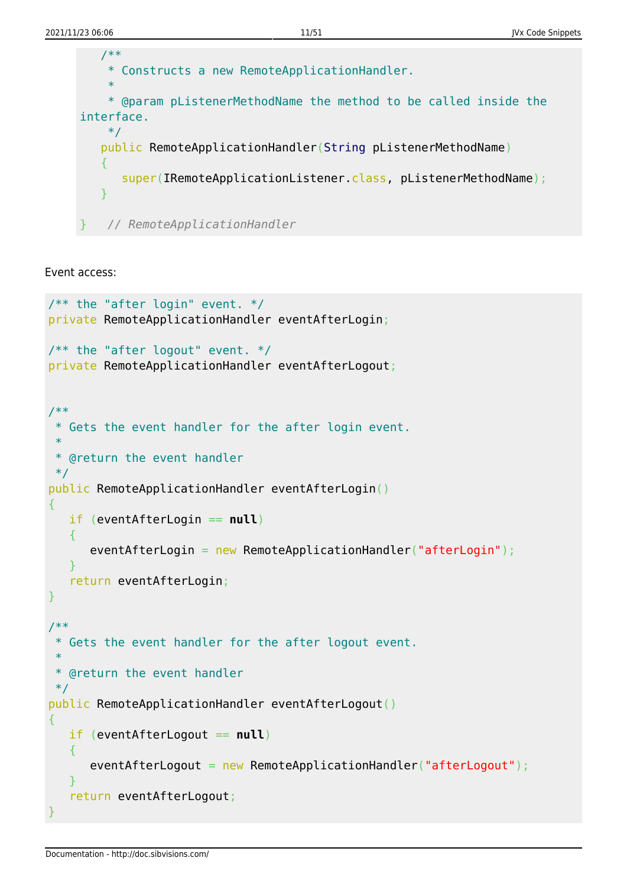```java
    /**
     * Constructs a new RemoteApplicationHandler.
     *
     * @param pListenerMethodName the method to be called inside the
  interface.
     */
    public RemoteApplicationHandler(String pListenerMethodName)
    {
       super(IRemoteApplicationListener.class, pListenerMethodName);
    }

 }   // RemoteApplicationHandler
```

Event access:

```java
/** the "after login" event. */
private RemoteApplicationHandler eventAfterLogin;

/** the "after logout" event. */
private RemoteApplicationHandler eventAfterLogout;


/**
 * Gets the event handler for the after login event.
 *
 * @return the event handler
 */
public RemoteApplicationHandler eventAfterLogin()
{
   if (eventAfterLogin == null)
   {
      eventAfterLogin = new RemoteApplicationHandler("afterLogin");
   }
   return eventAfterLogin;
}

/**
 * Gets the event handler for the after logout event.
 *
 * @return the event handler
 */
public RemoteApplicationHandler eventAfterLogout()
{
   if (eventAfterLogout == null)
   {
      eventAfterLogout = new RemoteApplicationHandler("afterLogout");
   }
   return eventAfterLogout;
}
```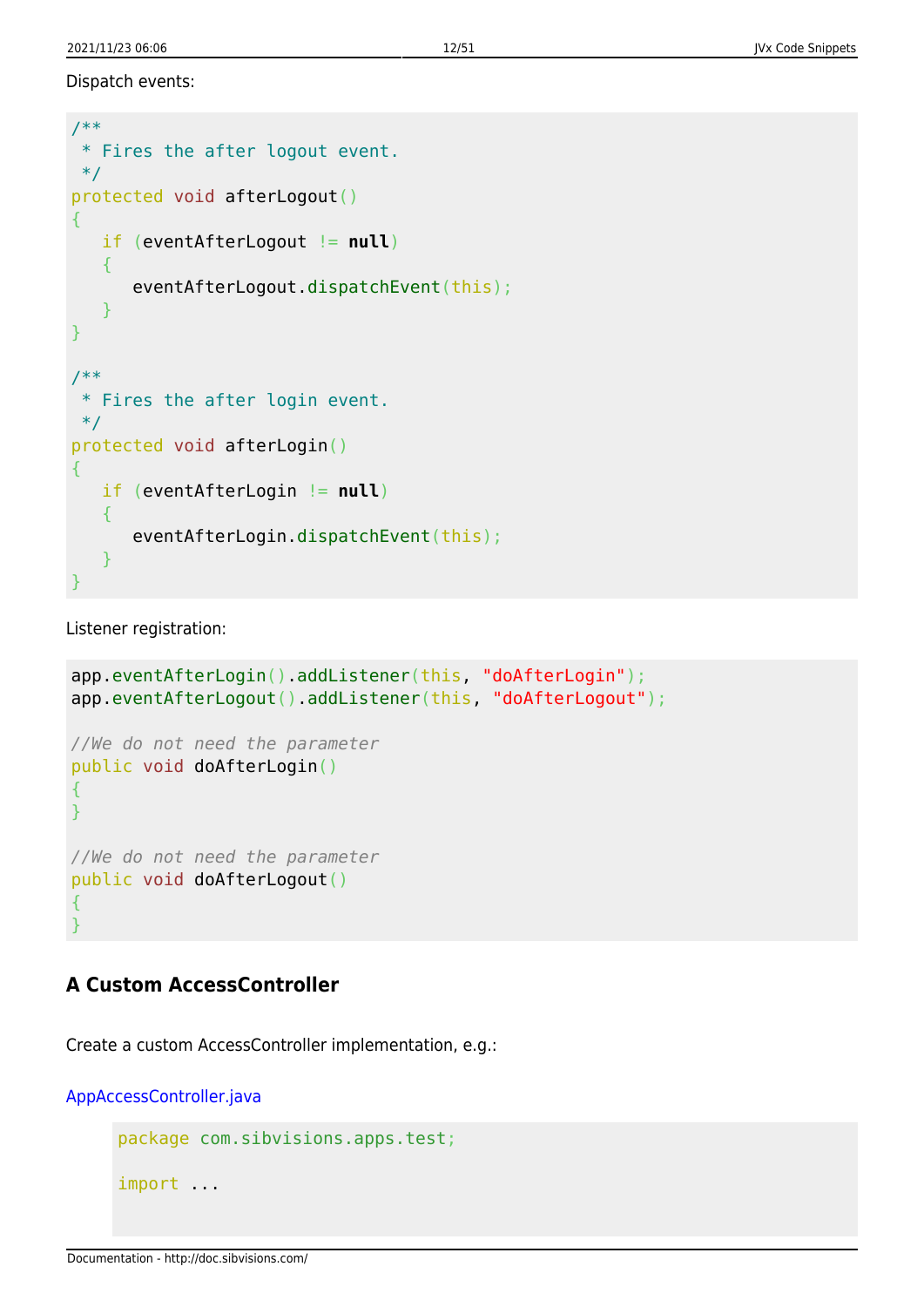Dispatch events:

```
/**
 * Fires the after logout event.
 */
protected void afterLogout()
{
   if (eventAfterLogout != null)
   {
      eventAfterLogout.dispatchEvent(this);
   }
}

/**
 * Fires the after login event.
 */
protected void afterLogin()
{
   if (eventAfterLogin != null)
   {
      eventAfterLogin.dispatchEvent(this);
   }
}
```

Listener registration:

```
app.eventAfterLogin().addListener(this, "doAfterLogin");
app.eventAfterLogout().addListener(this, "doAfterLogout");

//We do not need the parameter
public void doAfterLogin()
{
}

//We do not need the parameter
public void doAfterLogout()
{
}
```

## A Custom AccessController

Create a custom AccessController implementation, e.g.:

AppAccessController.java

```
package com.sibvisions.apps.test;

import ...
```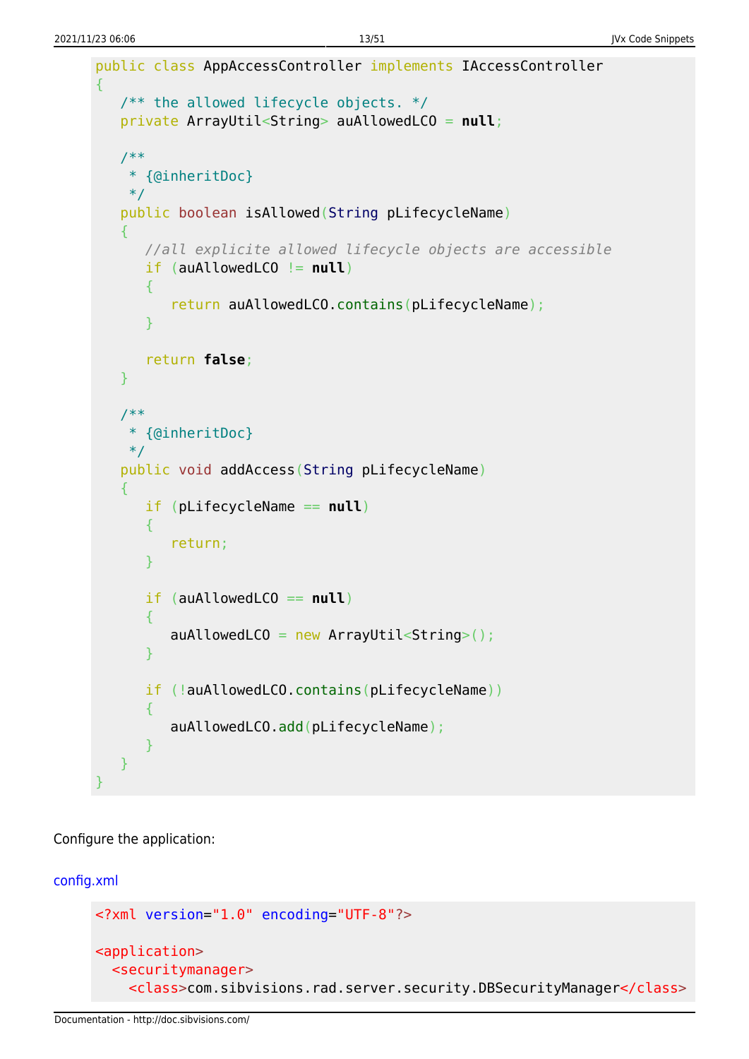```java
public class AppAccessController implements IAccessController
{
   /** the allowed lifecycle objects. */
   private ArrayUtil<String> auAllowedLCO = null;

   /**
    * {@inheritDoc}
    */
   public boolean isAllowed(String pLifecycleName)
   {
      //all explicite allowed lifecycle objects are accessible
      if (auAllowedLCO != null)
      {
         return auAllowedLCO.contains(pLifecycleName);
      }

      return false;
   }

   /**
    * {@inheritDoc}
    */
   public void addAccess(String pLifecycleName)
   {
      if (pLifecycleName == null)
      {
         return;
      }

      if (auAllowedLCO == null)
      {
         auAllowedLCO = new ArrayUtil<String>();
      }

      if (!auAllowedLCO.contains(pLifecycleName))
      {
         auAllowedLCO.add(pLifecycleName);
      }
   }
}
```

Configure the application:

config.xml

```xml
<?xml version="1.0" encoding="UTF-8"?>

<application>
  <securitymanager>
    <class>com.sibvisions.rad.server.security.DBSecurityManager</class>
```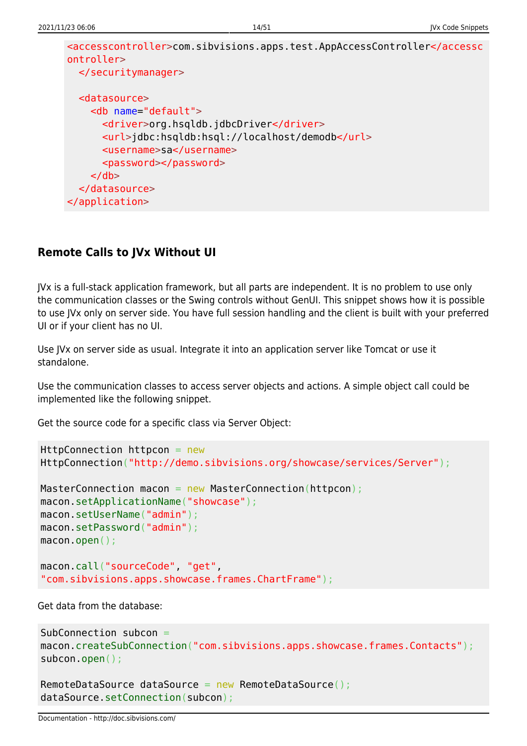```xml
<accesscontroller>com.sibvisions.apps.test.AppAccessController</accesscontroller>
  </securitymanager>

  <datasource>
    <db name="default">
      <driver>org.hsqldb.jdbcDriver</driver>
      <url>jdbc:hsqldb:hsql://localhost/demodb</url>
      <username>sa</username>
      <password></password>
    </db>
  </datasource>
</application>
```

## Remote Calls to JVx Without UI

JVx is a full-stack application framework, but all parts are independent. It is no problem to use only the communication classes or the Swing controls without GenUI. This snippet shows how it is possible to use JVx only on server side. You have full session handling and the client is built with your preferred UI or if your client has no UI.

Use JVx on server side as usual. Integrate it into an application server like Tomcat or use it standalone.

Use the communication classes to access server objects and actions. A simple object call could be implemented like the following snippet.

Get the source code for a specific class via Server Object:

```java
HttpConnection httpcon = new
HttpConnection("http://demo.sibvisions.org/showcase/services/Server");

MasterConnection macon = new MasterConnection(httpcon);
macon.setApplicationName("showcase");
macon.setUserName("admin");
macon.setPassword("admin");
macon.open();

macon.call("sourceCode", "get",
"com.sibvisions.apps.showcase.frames.ChartFrame");
```

Get data from the database:

```java
SubConnection subcon =
macon.createSubConnection("com.sibvisions.apps.showcase.frames.Contacts");
subcon.open();

RemoteDataSource dataSource = new RemoteDataSource();
dataSource.setConnection(subcon);
```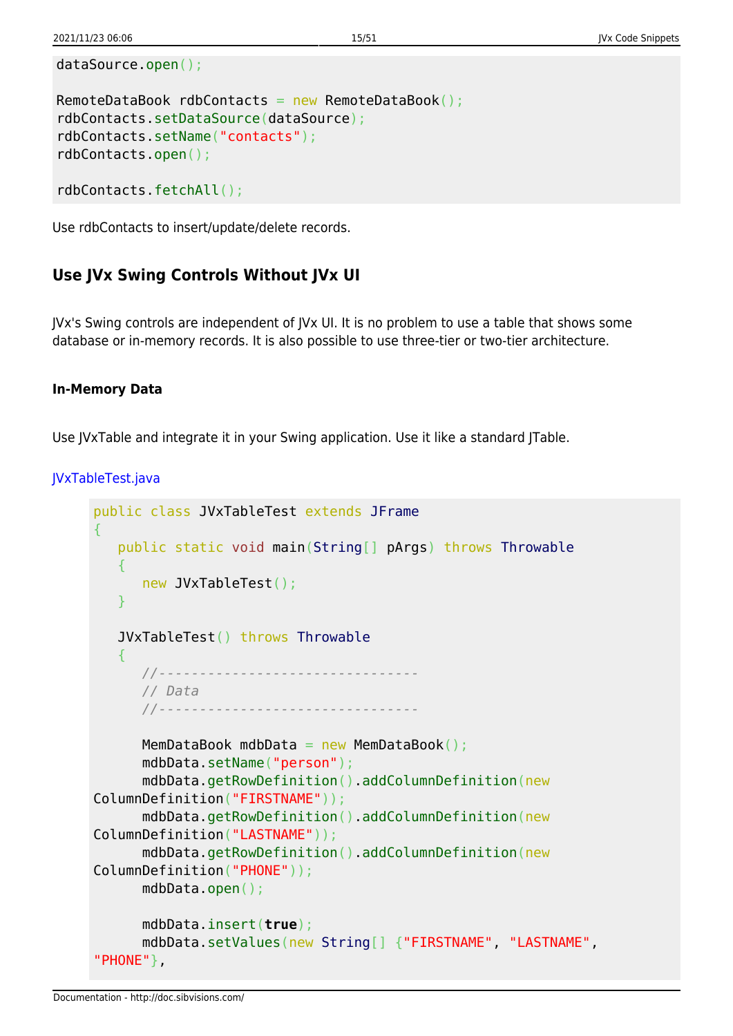```java
dataSource.open();

RemoteDataBook rdbContacts = new RemoteDataBook();
rdbContacts.setDataSource(dataSource);
rdbContacts.setName("contacts");
rdbContacts.open();

rdbContacts.fetchAll();
```

Use rdbContacts to insert/update/delete records.

### Use JVx Swing Controls Without JVx UI

JVx's Swing controls are independent of JVx UI. It is no problem to use a table that shows some database or in-memory records. It is also possible to use three-tier or two-tier architecture.

#### In-Memory Data

Use JVxTable and integrate it in your Swing application. Use it like a standard JTable.

JVxTableTest.java

```java
public class JVxTableTest extends JFrame
{
   public static void main(String[] pArgs) throws Throwable
   {
      new JVxTableTest();
   }

   JVxTableTest() throws Throwable
   {
      //--------------------------------
      // Data
      //--------------------------------

      MemDataBook mdbData = new MemDataBook();
      mdbData.setName("person");
      mdbData.getRowDefinition().addColumnDefinition(new
ColumnDefinition("FIRSTNAME"));
      mdbData.getRowDefinition().addColumnDefinition(new
ColumnDefinition("LASTNAME"));
      mdbData.getRowDefinition().addColumnDefinition(new
ColumnDefinition("PHONE"));
      mdbData.open();

      mdbData.insert(true);
      mdbData.setValues(new String[] {"FIRSTNAME", "LASTNAME",
"PHONE"},
```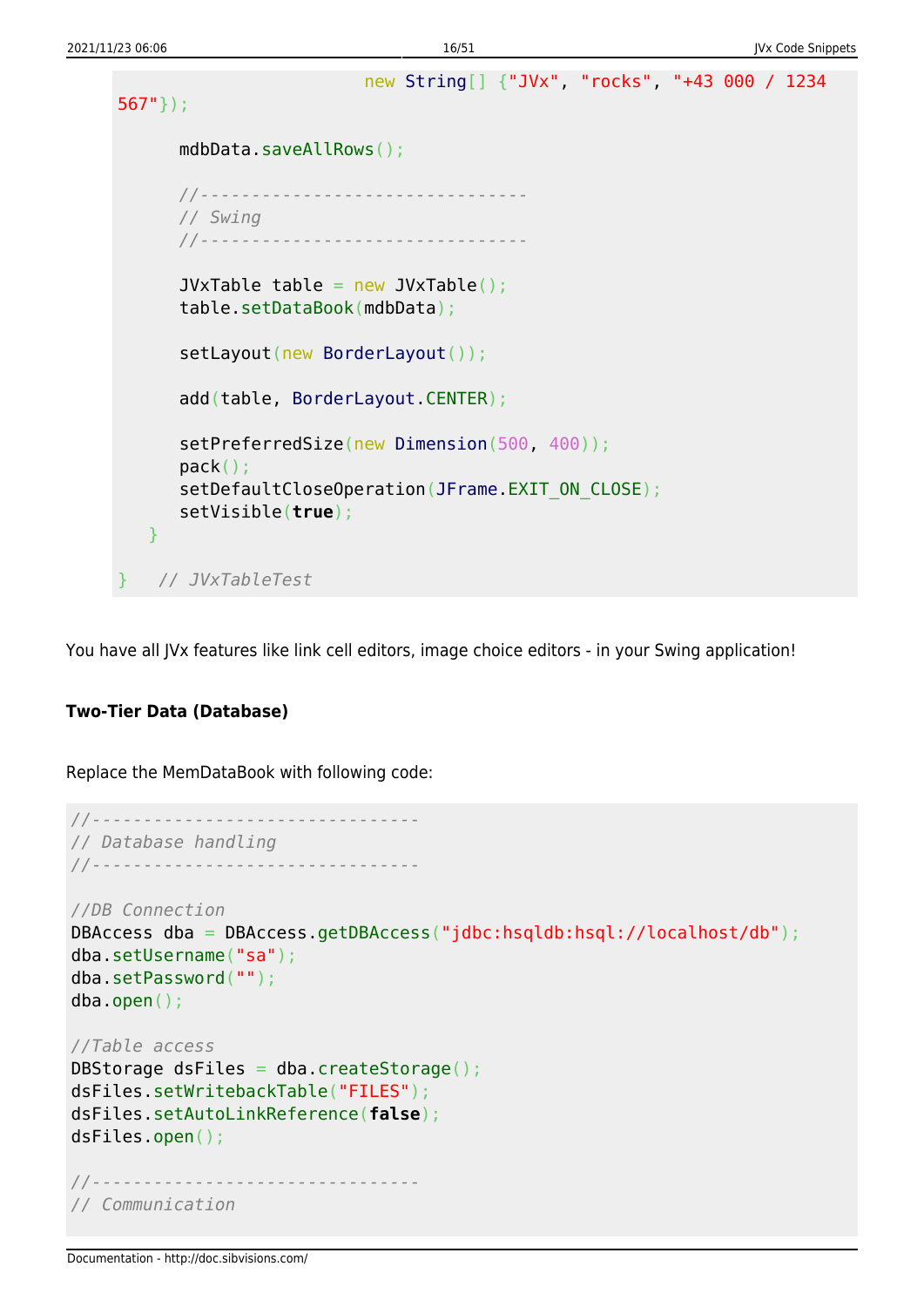```java
                    new String[] {"JVx", "rocks", "+43 000 / 1234
567"});

      mdbData.saveAllRows();

      //--------------------------------
      // Swing
      //--------------------------------

      JVxTable table = new JVxTable();
      table.setDataBook(mdbData);

      setLayout(new BorderLayout());

      add(table, BorderLayout.CENTER);

      setPreferredSize(new Dimension(500, 400));
      pack();
      setDefaultCloseOperation(JFrame.EXIT_ON_CLOSE);
      setVisible(true);
   }

}   // JVxTableTest
```

You have all JVx features like link cell editors, image choice editors - in your Swing application!

**Two-Tier Data (Database)**

Replace the MemDataBook with following code:

```java
//--------------------------------
// Database handling
//--------------------------------

//DB Connection
DBAccess dba = DBAccess.getDBAccess("jdbc:hsqldb:hsql://localhost/db");
dba.setUsername("sa");
dba.setPassword("");
dba.open();

//Table access
DBStorage dsFiles = dba.createStorage();
dsFiles.setWritebackTable("FILES");
dsFiles.setAutoLinkReference(false);
dsFiles.open();

//--------------------------------
// Communication
```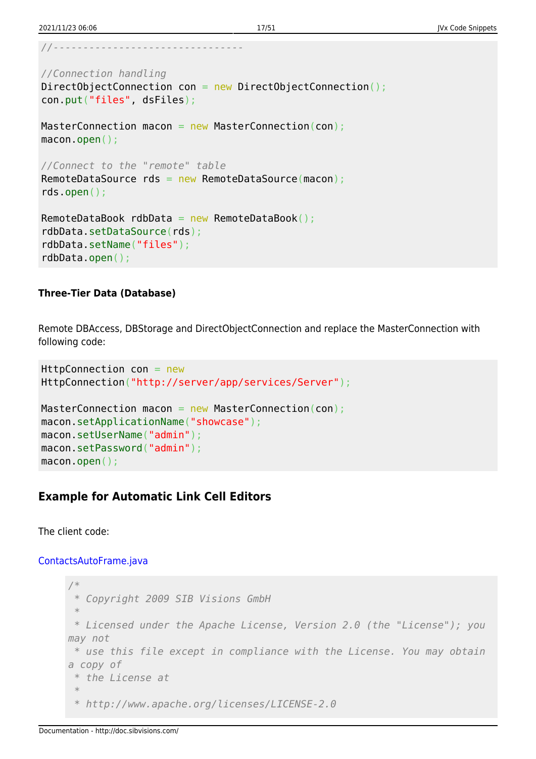```java
//--------------------------------

//Connection handling
DirectObjectConnection con = new DirectObjectConnection();
con.put("files", dsFiles);

MasterConnection macon = new MasterConnection(con);
macon.open();

//Connect to the "remote" table
RemoteDataSource rds = new RemoteDataSource(macon);
rds.open();

RemoteDataBook rdbData = new RemoteDataBook();
rdbData.setDataSource(rds);
rdbData.setName("files");
rdbData.open();
```

#### Three-Tier Data (Database)

Remote DBAccess, DBStorage and DirectObjectConnection and replace the MasterConnection with following code:

```java
HttpConnection con = new
HttpConnection("http://server/app/services/Server");

MasterConnection macon = new MasterConnection(con);
macon.setApplicationName("showcase");
macon.setUserName("admin");
macon.setPassword("admin");
macon.open();
```

### Example for Automatic Link Cell Editors

The client code:

ContactsAutoFrame.java

```java
/*
 * Copyright 2009 SIB Visions GmbH
 *
 * Licensed under the Apache License, Version 2.0 (the "License"); you
may not
 * use this file except in compliance with the License. You may obtain
a copy of
 * the License at
 *
 * http://www.apache.org/licenses/LICENSE-2.0
```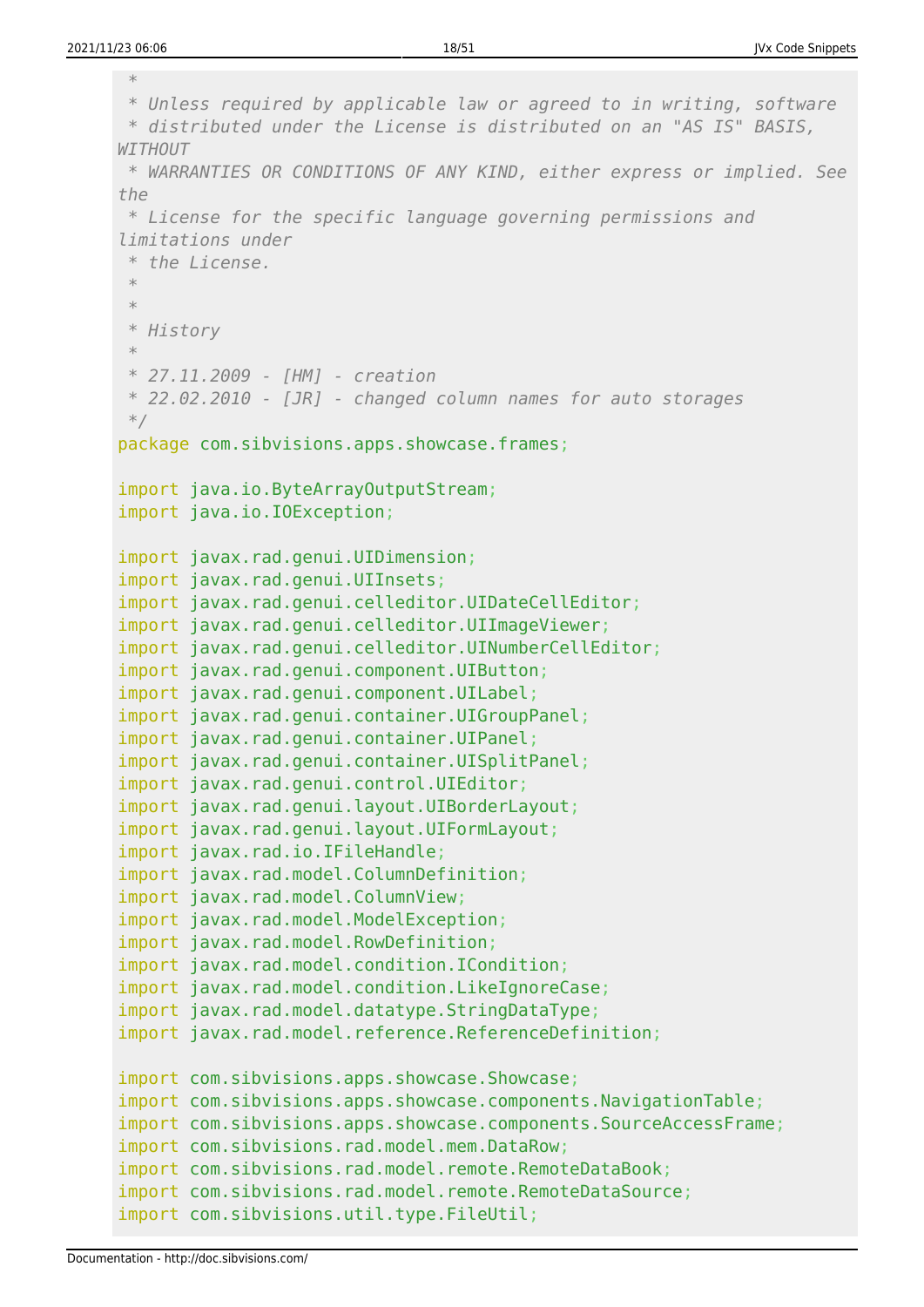```
 *
 * Unless required by applicable law or agreed to in writing, software
 * distributed under the License is distributed on an "AS IS" BASIS,
WITHOUT
 * WARRANTIES OR CONDITIONS OF ANY KIND, either express or implied. See
the
 * License for the specific language governing permissions and
limitations under
 * the License.
 *
 *
 * History
 *
 * 27.11.2009 - [HM] - creation
 * 22.02.2010 - [JR] - changed column names for auto storages
 */
package com.sibvisions.apps.showcase.frames;

import java.io.ByteArrayOutputStream;
import java.io.IOException;

import javax.rad.genui.UIDimension;
import javax.rad.genui.UIInsets;
import javax.rad.genui.celleditor.UIDateCellEditor;
import javax.rad.genui.celleditor.UIImageViewer;
import javax.rad.genui.celleditor.UINumberCellEditor;
import javax.rad.genui.component.UIButton;
import javax.rad.genui.component.UILabel;
import javax.rad.genui.container.UIGroupPanel;
import javax.rad.genui.container.UIPanel;
import javax.rad.genui.container.UISplitPanel;
import javax.rad.genui.control.UIEditor;
import javax.rad.genui.layout.UIBorderLayout;
import javax.rad.genui.layout.UIFormLayout;
import javax.rad.io.IFileHandle;
import javax.rad.model.ColumnDefinition;
import javax.rad.model.ColumnView;
import javax.rad.model.ModelException;
import javax.rad.model.RowDefinition;
import javax.rad.model.condition.ICondition;
import javax.rad.model.condition.LikeIgnoreCase;
import javax.rad.model.datatype.StringDataType;
import javax.rad.model.reference.ReferenceDefinition;

import com.sibvisions.apps.showcase.Showcase;
import com.sibvisions.apps.showcase.components.NavigationTable;
import com.sibvisions.apps.showcase.components.SourceAccessFrame;
import com.sibvisions.rad.model.mem.DataRow;
import com.sibvisions.rad.model.remote.RemoteDataBook;
import com.sibvisions.rad.model.remote.RemoteDataSource;
import com.sibvisions.util.type.FileUtil;
```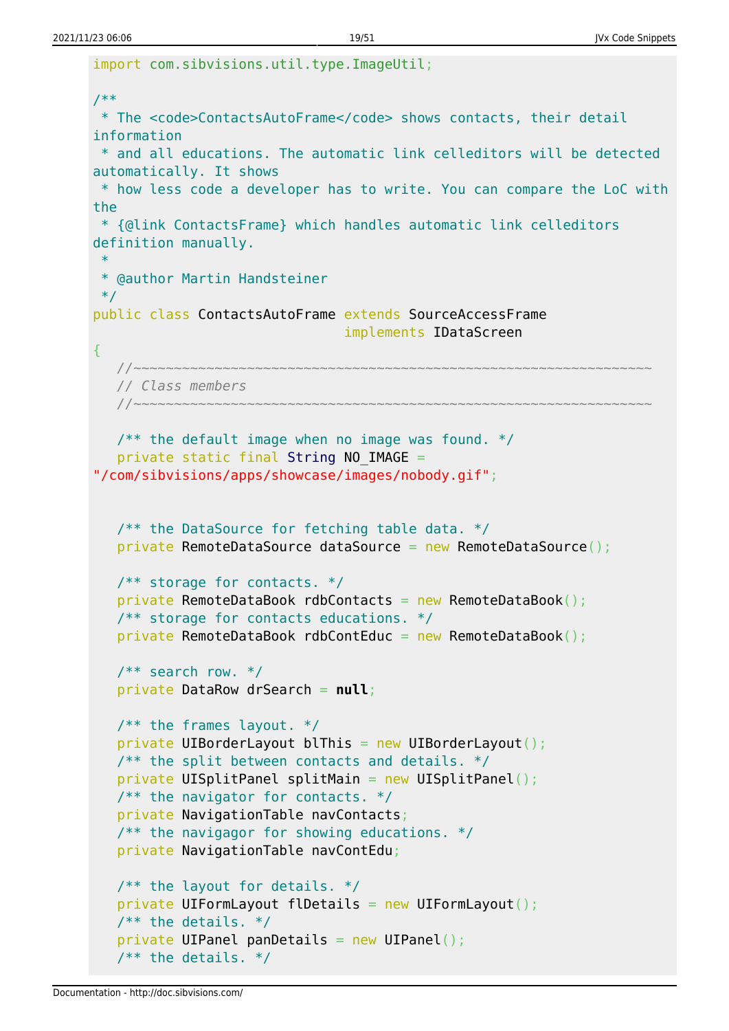```java
import com.sibvisions.util.type.ImageUtil;

/**
 * The <code>ContactsAutoFrame</code> shows contacts, their detail information
 * and all educations. The automatic link celleditors will be detected automatically. It shows
 * how less code a developer has to write. You can compare the LoC with the
 * {@link ContactsFrame} which handles automatic link celleditors definition manually.
 *
 * @author Martin Handsteiner
 */
public class ContactsAutoFrame extends SourceAccessFrame
                               implements IDataScreen
{
   //~~~~~~~~~~~~~~~~~~~~~~~~~~~~~~~~~~~~~~~~~~~~~~~~~~~~~~~~~~~~~~~~~
   // Class members
   //~~~~~~~~~~~~~~~~~~~~~~~~~~~~~~~~~~~~~~~~~~~~~~~~~~~~~~~~~~~~~~~~~

   /** the default image when no image was found. */
   private static final String NO_IMAGE =
"/com/sibvisions/apps/showcase/images/nobody.gif";


   /** the DataSource for fetching table data. */
   private RemoteDataSource dataSource = new RemoteDataSource();

   /** storage for contacts. */
   private RemoteDataBook rdbContacts = new RemoteDataBook();
   /** storage for contacts educations. */
   private RemoteDataBook rdbContEduc = new RemoteDataBook();

   /** search row. */
   private DataRow drSearch = null;

   /** the frames layout. */
   private UIBorderLayout blThis = new UIBorderLayout();
   /** the split between contacts and details. */
   private UISplitPanel splitMain = new UISplitPanel();
   /** the navigator for contacts. */
   private NavigationTable navContacts;
   /** the navigagor for showing educations. */
   private NavigationTable navContEdu;

   /** the layout for details. */
   private UIFormLayout flDetails = new UIFormLayout();
   /** the details. */
   private UIPanel panDetails = new UIPanel();
   /** the details. */
```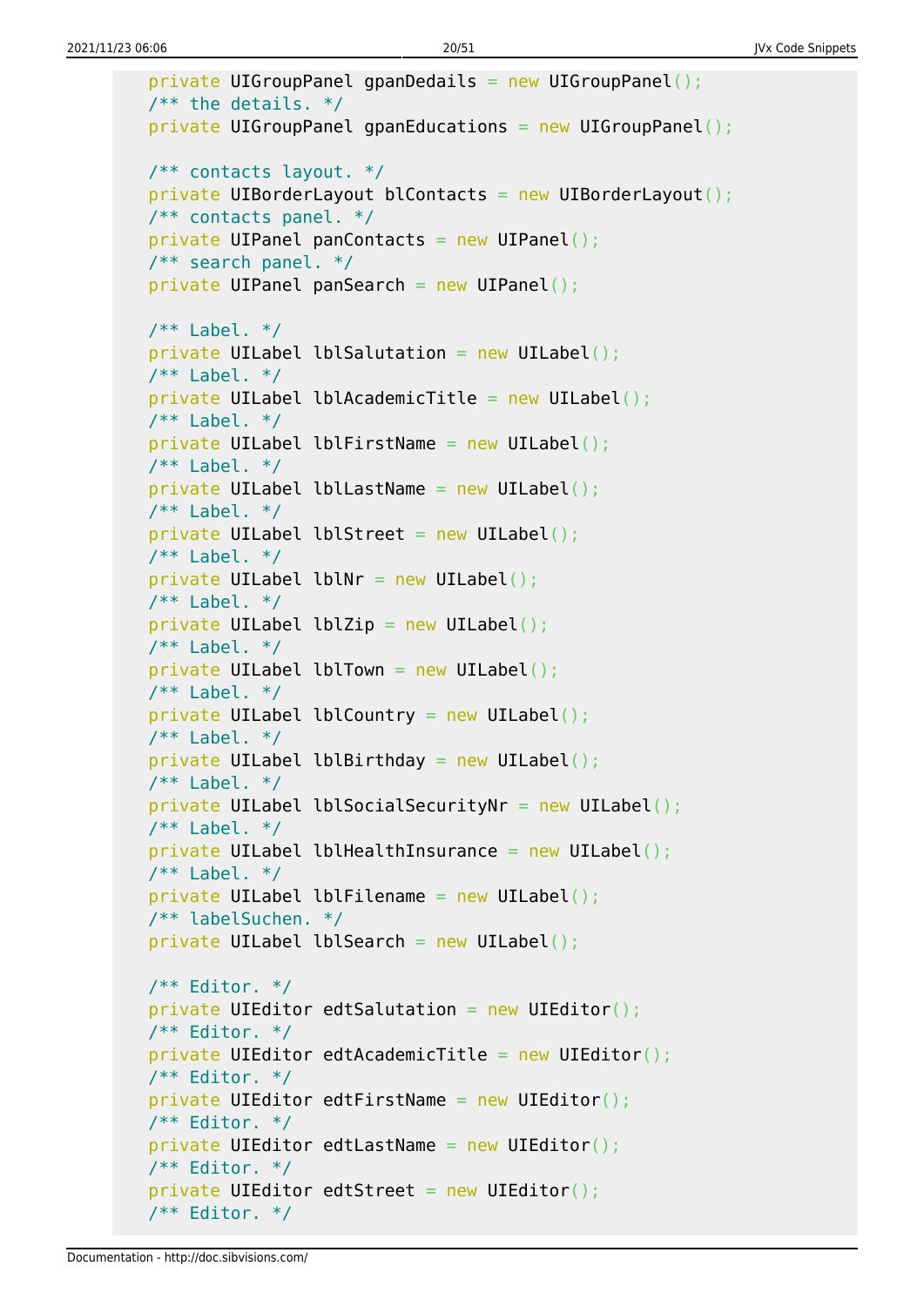```java
    private UIGroupPanel gpanDedails = new UIGroupPanel();
    /** the details. */
    private UIGroupPanel gpanEducations = new UIGroupPanel();

    /** contacts layout. */
    private UIBorderLayout blContacts = new UIBorderLayout();
    /** contacts panel. */
    private UIPanel panContacts = new UIPanel();
    /** search panel. */
    private UIPanel panSearch = new UIPanel();

    /** Label. */
    private UILabel lblSalutation = new UILabel();
    /** Label. */
    private UILabel lblAcademicTitle = new UILabel();
    /** Label. */
    private UILabel lblFirstName = new UILabel();
    /** Label. */
    private UILabel lblLastName = new UILabel();
    /** Label. */
    private UILabel lblStreet = new UILabel();
    /** Label. */
    private UILabel lblNr = new UILabel();
    /** Label. */
    private UILabel lblZip = new UILabel();
    /** Label. */
    private UILabel lblTown = new UILabel();
    /** Label. */
    private UILabel lblCountry = new UILabel();
    /** Label. */
    private UILabel lblBirthday = new UILabel();
    /** Label. */
    private UILabel lblSocialSecurityNr = new UILabel();
    /** Label. */
    private UILabel lblHealthInsurance = new UILabel();
    /** Label. */
    private UILabel lblFilename = new UILabel();
    /** labelSuchen. */
    private UILabel lblSearch = new UILabel();

    /** Editor. */
    private UIEditor edtSalutation = new UIEditor();
    /** Editor. */
    private UIEditor edtAcademicTitle = new UIEditor();
    /** Editor. */
    private UIEditor edtFirstName = new UIEditor();
    /** Editor. */
    private UIEditor edtLastName = new UIEditor();
    /** Editor. */
    private UIEditor edtStreet = new UIEditor();
    /** Editor. */
```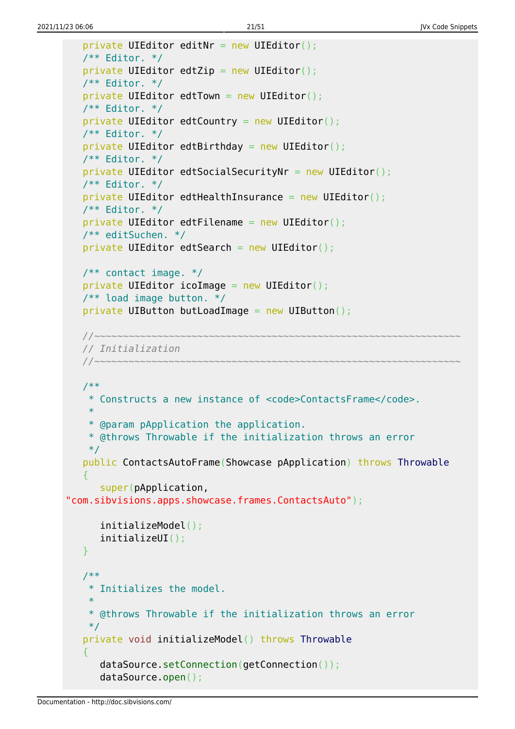```java
   private UIEditor editNr = new UIEditor();
   /** Editor. */
   private UIEditor edtZip = new UIEditor();
   /** Editor. */
   private UIEditor edtTown = new UIEditor();
   /** Editor. */
   private UIEditor edtCountry = new UIEditor();
   /** Editor. */
   private UIEditor edtBirthday = new UIEditor();
   /** Editor. */
   private UIEditor edtSocialSecurityNr = new UIEditor();
   /** Editor. */
   private UIEditor edtHealthInsurance = new UIEditor();
   /** Editor. */
   private UIEditor edtFilename = new UIEditor();
   /** editSuchen. */
   private UIEditor edtSearch = new UIEditor();

   /** contact image. */
   private UIEditor icoImage = new UIEditor();
   /** load image button. */
   private UIButton butLoadImage = new UIButton();

   //~~~~~~~~~~~~~~~~~~~~~~~~~~~~~~~~~~~~~~~~~~~~~~~~~~~~~~~~~~~~~~~~
   // Initialization
   //~~~~~~~~~~~~~~~~~~~~~~~~~~~~~~~~~~~~~~~~~~~~~~~~~~~~~~~~~~~~~~~~

   /**
    * Constructs a new instance of <code>ContactsFrame</code>.
    *
    * @param pApplication the application.
    * @throws Throwable if the initialization throws an error
    */
   public ContactsAutoFrame(Showcase pApplication) throws Throwable
   {
      super(pApplication,
"com.sibvisions.apps.showcase.frames.ContactsAuto");

      initializeModel();
      initializeUI();
   }

   /**
    * Initializes the model.
    *
    * @throws Throwable if the initialization throws an error
    */
   private void initializeModel() throws Throwable
   {
      dataSource.setConnection(getConnection());
      dataSource.open();
```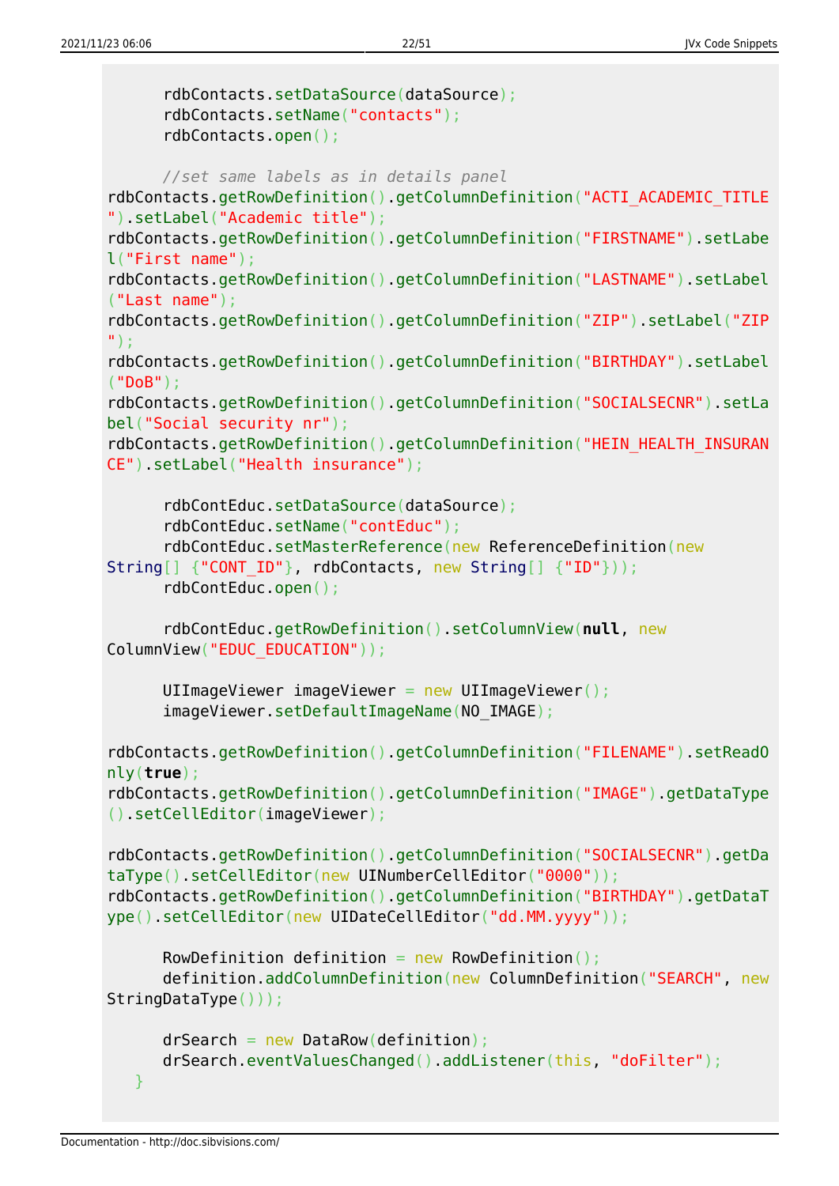```java
      rdbContacts.setDataSource(dataSource);
      rdbContacts.setName("contacts");
      rdbContacts.open();

      //set same labels as in details panel
rdbContacts.getRowDefinition().getColumnDefinition("ACTI_ACADEMIC_TITLE").setLabel("Academic title");
rdbContacts.getRowDefinition().getColumnDefinition("FIRSTNAME").setLabel("First name");
rdbContacts.getRowDefinition().getColumnDefinition("LASTNAME").setLabel("Last name");
rdbContacts.getRowDefinition().getColumnDefinition("ZIP").setLabel("ZIP");
rdbContacts.getRowDefinition().getColumnDefinition("BIRTHDAY").setLabel("DoB");
rdbContacts.getRowDefinition().getColumnDefinition("SOCIALSECNR").setLabel("Social security nr");
rdbContacts.getRowDefinition().getColumnDefinition("HEIN_HEALTH_INSURANCE").setLabel("Health insurance");

      rdbContEduc.setDataSource(dataSource);
      rdbContEduc.setName("contEduc");
      rdbContEduc.setMasterReference(new ReferenceDefinition(new
String[] {"CONT_ID"}, rdbContacts, new String[] {"ID"}));
      rdbContEduc.open();

      rdbContEduc.getRowDefinition().setColumnView(null, new
ColumnView("EDUC_EDUCATION"));

      UIImageViewer imageViewer = new UIImageViewer();
      imageViewer.setDefaultImageName(NO_IMAGE);

rdbContacts.getRowDefinition().getColumnDefinition("FILENAME").setReadOnly(true);
rdbContacts.getRowDefinition().getColumnDefinition("IMAGE").getDataType().setCellEditor(imageViewer);

rdbContacts.getRowDefinition().getColumnDefinition("SOCIALSECNR").getDataType().setCellEditor(new UINumberCellEditor("0000"));
rdbContacts.getRowDefinition().getColumnDefinition("BIRTHDAY").getDataType().setCellEditor(new UIDateCellEditor("dd.MM.yyyy"));

      RowDefinition definition = new RowDefinition();
      definition.addColumnDefinition(new ColumnDefinition("SEARCH", new
StringDataType()));

      drSearch = new DataRow(definition);
      drSearch.eventValuesChanged().addListener(this, "doFilter");
   }
```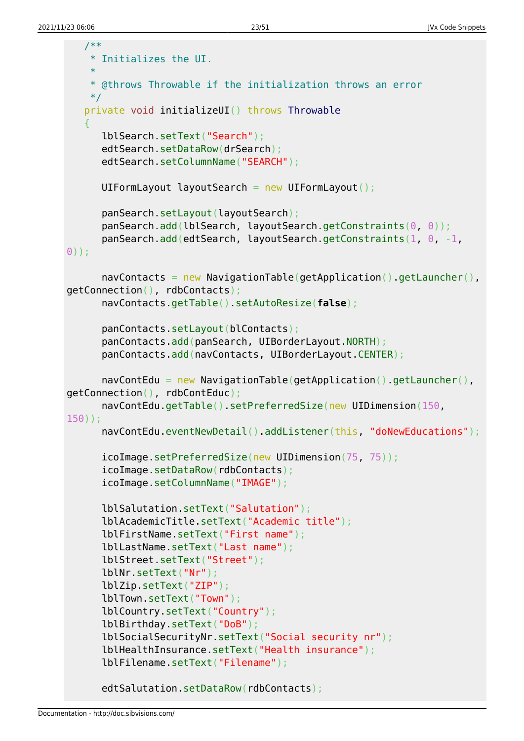```java
   /**
    * Initializes the UI.
    *
    * @throws Throwable if the initialization throws an error
    */
   private void initializeUI() throws Throwable
   {
      lblSearch.setText("Search");
      edtSearch.setDataRow(drSearch);
      edtSearch.setColumnName("SEARCH");

      UIFormLayout layoutSearch = new UIFormLayout();

      panSearch.setLayout(layoutSearch);
      panSearch.add(lblSearch, layoutSearch.getConstraints(0, 0));
      panSearch.add(edtSearch, layoutSearch.getConstraints(1, 0, -1,
0));

      navContacts = new NavigationTable(getApplication().getLauncher(),
getConnection(), rdbContacts);
      navContacts.getTable().setAutoResize(false);

      panContacts.setLayout(blContacts);
      panContacts.add(panSearch, UIBorderLayout.NORTH);
      panContacts.add(navContacts, UIBorderLayout.CENTER);

      navContEdu = new NavigationTable(getApplication().getLauncher(),
getConnection(), rdbContEduc);
      navContEdu.getTable().setPreferredSize(new UIDimension(150,
150));
      navContEdu.eventNewDetail().addListener(this, "doNewEducations");

      icoImage.setPreferredSize(new UIDimension(75, 75));
      icoImage.setDataRow(rdbContacts);
      icoImage.setColumnName("IMAGE");

      lblSalutation.setText("Salutation");
      lblAcademicTitle.setText("Academic title");
      lblFirstName.setText("First name");
      lblLastName.setText("Last name");
      lblStreet.setText("Street");
      lblNr.setText("Nr");
      lblZip.setText("ZIP");
      lblTown.setText("Town");
      lblCountry.setText("Country");
      lblBirthday.setText("DoB");
      lblSocialSecurityNr.setText("Social security nr");
      lblHealthInsurance.setText("Health insurance");
      lblFilename.setText("Filename");

      edtSalutation.setDataRow(rdbContacts);
```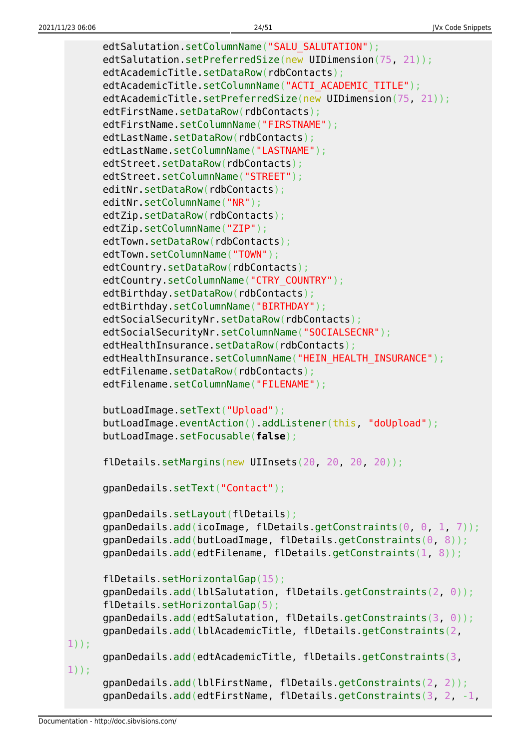```
        edtSalutation.setColumnName("SALU_SALUTATION");
        edtSalutation.setPreferredSize(new UIDimension(75, 21));
        edtAcademicTitle.setDataRow(rdbContacts);
        edtAcademicTitle.setColumnName("ACTI_ACADEMIC_TITLE");
        edtAcademicTitle.setPreferredSize(new UIDimension(75, 21));
        edtFirstName.setDataRow(rdbContacts);
        edtFirstName.setColumnName("FIRSTNAME");
        edtLastName.setDataRow(rdbContacts);
        edtLastName.setColumnName("LASTNAME");
        edtStreet.setDataRow(rdbContacts);
        edtStreet.setColumnName("STREET");
        editNr.setDataRow(rdbContacts);
        editNr.setColumnName("NR");
        edtZip.setDataRow(rdbContacts);
        edtZip.setColumnName("ZIP");
        edtTown.setDataRow(rdbContacts);
        edtTown.setColumnName("TOWN");
        edtCountry.setDataRow(rdbContacts);
        edtCountry.setColumnName("CTRY_COUNTRY");
        edtBirthday.setDataRow(rdbContacts);
        edtBirthday.setColumnName("BIRTHDAY");
        edtSocialSecurityNr.setDataRow(rdbContacts);
        edtSocialSecurityNr.setColumnName("SOCIALSECNR");
        edtHealthInsurance.setDataRow(rdbContacts);
        edtHealthInsurance.setColumnName("HEIN_HEALTH_INSURANCE");
        edtFilename.setDataRow(rdbContacts);
        edtFilename.setColumnName("FILENAME");

        butLoadImage.setText("Upload");
        butLoadImage.eventAction().addListener(this, "doUpload");
        butLoadImage.setFocusable(false);

        flDetails.setMargins(new UIInsets(20, 20, 20, 20));

        gpanDedails.setText("Contact");

        gpanDedails.setLayout(flDetails);
        gpanDedails.add(icoImage, flDetails.getConstraints(0, 0, 1, 7));
        gpanDedails.add(butLoadImage, flDetails.getConstraints(0, 8));
        gpanDedails.add(edtFilename, flDetails.getConstraints(1, 8));

        flDetails.setHorizontalGap(15);
        gpanDedails.add(lblSalutation, flDetails.getConstraints(2, 0));
        flDetails.setHorizontalGap(5);
        gpanDedails.add(edtSalutation, flDetails.getConstraints(3, 0));
        gpanDedails.add(lblAcademicTitle, flDetails.getConstraints(2,
1));
        gpanDedails.add(edtAcademicTitle, flDetails.getConstraints(3,
1));
        gpanDedails.add(lblFirstName, flDetails.getConstraints(2, 2));
        gpanDedails.add(edtFirstName, flDetails.getConstraints(3, 2, -1,
```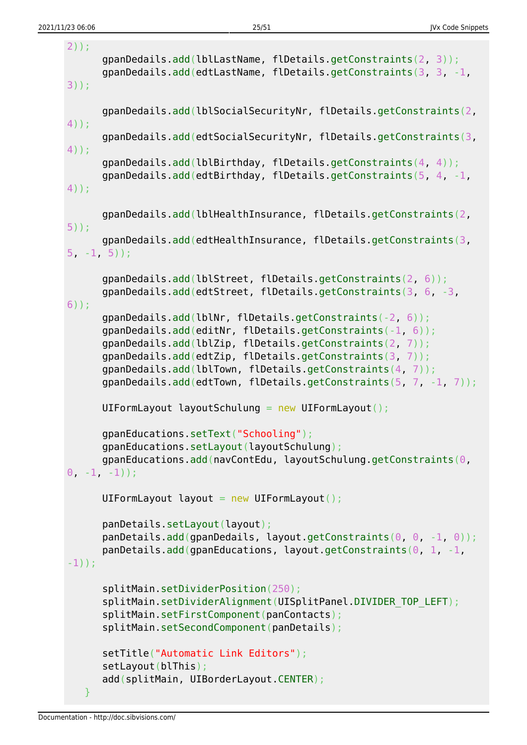```java
2));
      gpanDedails.add(lblLastName, flDetails.getConstraints(2, 3));
      gpanDedails.add(edtLastName, flDetails.getConstraints(3, 3, -1,
3));

      gpanDedails.add(lblSocialSecurityNr, flDetails.getConstraints(2,
4));
      gpanDedails.add(edtSocialSecurityNr, flDetails.getConstraints(3,
4));
      gpanDedails.add(lblBirthday, flDetails.getConstraints(4, 4));
      gpanDedails.add(edtBirthday, flDetails.getConstraints(5, 4, -1,
4));

      gpanDedails.add(lblHealthInsurance, flDetails.getConstraints(2,
5));
      gpanDedails.add(edtHealthInsurance, flDetails.getConstraints(3,
5, -1, 5));

      gpanDedails.add(lblStreet, flDetails.getConstraints(2, 6));
      gpanDedails.add(edtStreet, flDetails.getConstraints(3, 6, -3,
6));
      gpanDedails.add(lblNr, flDetails.getConstraints(-2, 6));
      gpanDedails.add(editNr, flDetails.getConstraints(-1, 6));
      gpanDedails.add(lblZip, flDetails.getConstraints(2, 7));
      gpanDedails.add(edtZip, flDetails.getConstraints(3, 7));
      gpanDedails.add(lblTown, flDetails.getConstraints(4, 7));
      gpanDedails.add(edtTown, flDetails.getConstraints(5, 7, -1, 7));

      UIFormLayout layoutSchulung = new UIFormLayout();

      gpanEducations.setText("Schooling");
      gpanEducations.setLayout(layoutSchulung);
      gpanEducations.add(navContEdu, layoutSchulung.getConstraints(0,
0, -1, -1));

      UIFormLayout layout = new UIFormLayout();

      panDetails.setLayout(layout);
      panDetails.add(gpanDedails, layout.getConstraints(0, 0, -1, 0));
      panDetails.add(gpanEducations, layout.getConstraints(0, 1, -1,
-1));

      splitMain.setDividerPosition(250);
      splitMain.setDividerAlignment(UISplitPanel.DIVIDER_TOP_LEFT);
      splitMain.setFirstComponent(panContacts);
      splitMain.setSecondComponent(panDetails);

      setTitle("Automatic Link Editors");
      setLayout(blThis);
      add(splitMain, UIBorderLayout.CENTER);
   }
```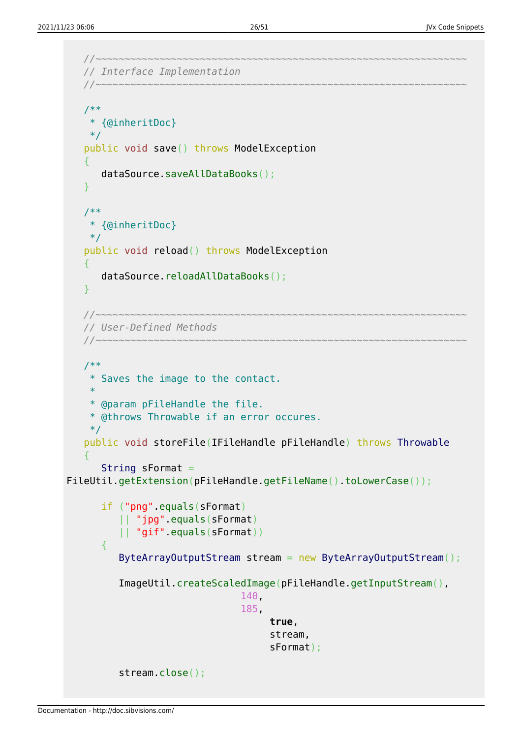```java
   //~~~~~~~~~~~~~~~~~~~~~~~~~~~~~~~~~~~~~~~~~~~~~~~~~~~~~~~~~~~~~~~~
   // Interface Implementation
   //~~~~~~~~~~~~~~~~~~~~~~~~~~~~~~~~~~~~~~~~~~~~~~~~~~~~~~~~~~~~~~~~

   /**
    * {@inheritDoc}
    */
   public void save() throws ModelException
   {
      dataSource.saveAllDataBooks();
   }

   /**
    * {@inheritDoc}
    */
   public void reload() throws ModelException
   {
      dataSource.reloadAllDataBooks();
   }

   //~~~~~~~~~~~~~~~~~~~~~~~~~~~~~~~~~~~~~~~~~~~~~~~~~~~~~~~~~~~~~~~~
   // User-Defined Methods
   //~~~~~~~~~~~~~~~~~~~~~~~~~~~~~~~~~~~~~~~~~~~~~~~~~~~~~~~~~~~~~~~~

   /**
    * Saves the image to the contact.
    *
    * @param pFileHandle the file.
    * @throws Throwable if an error occures.
    */
   public void storeFile(IFileHandle pFileHandle) throws Throwable
   {
      String sFormat =
FileUtil.getExtension(pFileHandle.getFileName().toLowerCase());

      if ("png".equals(sFormat)
         || "jpg".equals(sFormat)
         || "gif".equals(sFormat))
      {
         ByteArrayOutputStream stream = new ByteArrayOutputStream();

         ImageUtil.createScaledImage(pFileHandle.getInputStream(),
                                     140,
                                     185,
                                          true,
                                          stream,
                                          sFormat);

         stream.close();
```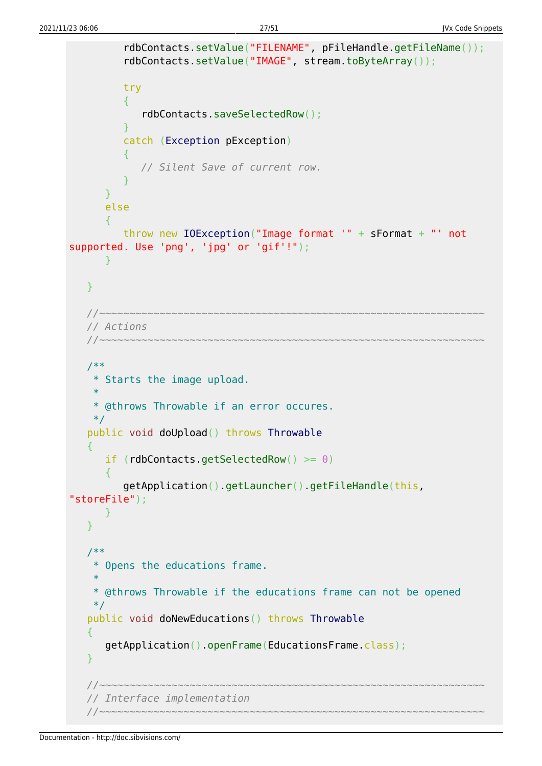```java
         rdbContacts.setValue("FILENAME", pFileHandle.getFileName());
         rdbContacts.setValue("IMAGE", stream.toByteArray());

         try
         {
            rdbContacts.saveSelectedRow();
         }
         catch (Exception pException)
         {
            // Silent Save of current row.
         }
      }
      else
      {
         throw new IOException("Image format '" + sFormat + "' not supported. Use 'png', 'jpg' or 'gif'!");
      }

   }

   //~~~~~~~~~~~~~~~~~~~~~~~~~~~~~~~~~~~~~~~~~~~~~~~~~~~~~~~~~~~~~~~~~
   // Actions
   //~~~~~~~~~~~~~~~~~~~~~~~~~~~~~~~~~~~~~~~~~~~~~~~~~~~~~~~~~~~~~~~~~

   /**
    * Starts the image upload.
    *
    * @throws Throwable if an error occures.
    */
   public void doUpload() throws Throwable
   {
      if (rdbContacts.getSelectedRow() >= 0)
      {
         getApplication().getLauncher().getFileHandle(this, "storeFile");
      }
   }

   /**
    * Opens the educations frame.
    *
    * @throws Throwable if the educations frame can not be opened
    */
   public void doNewEducations() throws Throwable
   {
      getApplication().openFrame(EducationsFrame.class);
   }

   //~~~~~~~~~~~~~~~~~~~~~~~~~~~~~~~~~~~~~~~~~~~~~~~~~~~~~~~~~~~~~~~~~
   // Interface implementation
   //~~~~~~~~~~~~~~~~~~~~~~~~~~~~~~~~~~~~~~~~~~~~~~~~~~~~~~~~~~~~~~~~~
```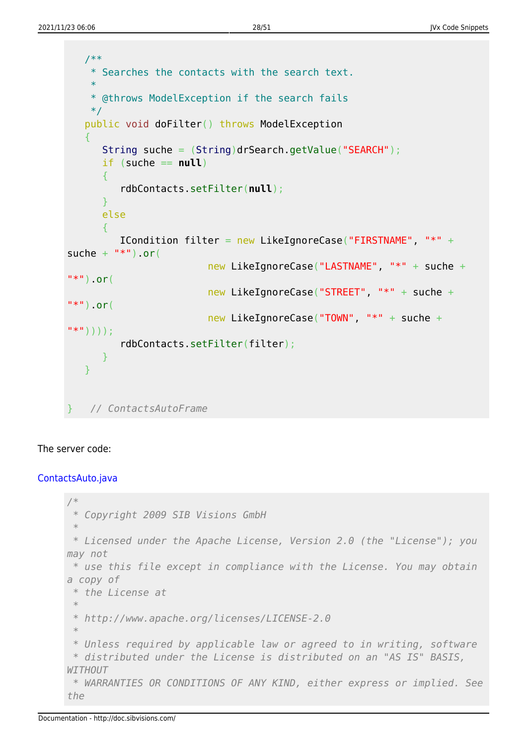```java
   /**
    * Searches the contacts with the search text.
    *
    * @throws ModelException if the search fails
    */
   public void doFilter() throws ModelException
   {
      String suche = (String)drSearch.getValue("SEARCH");
      if (suche == null)
      {
         rdbContacts.setFilter(null);
      }
      else
      {
         ICondition filter = new LikeIgnoreCase("FIRSTNAME", "*" +
suche + "*").or(
                        new LikeIgnoreCase("LASTNAME", "*" + suche +
"*").or(
                        new LikeIgnoreCase("STREET", "*" + suche +
"*").or(
                        new LikeIgnoreCase("TOWN", "*" + suche +
"*"))));
         rdbContacts.setFilter(filter);
      }
   }


}   // ContactsAutoFrame
```

The server code:

ContactsAuto.java

```java
/*
 * Copyright 2009 SIB Visions GmbH
 *
 * Licensed under the Apache License, Version 2.0 (the "License"); you
may not
 * use this file except in compliance with the License. You may obtain
a copy of
 * the License at
 *
 * http://www.apache.org/licenses/LICENSE-2.0
 *
 * Unless required by applicable law or agreed to in writing, software
 * distributed under the License is distributed on an "AS IS" BASIS,
WITHOUT
 * WARRANTIES OR CONDITIONS OF ANY KIND, either express or implied. See
the
```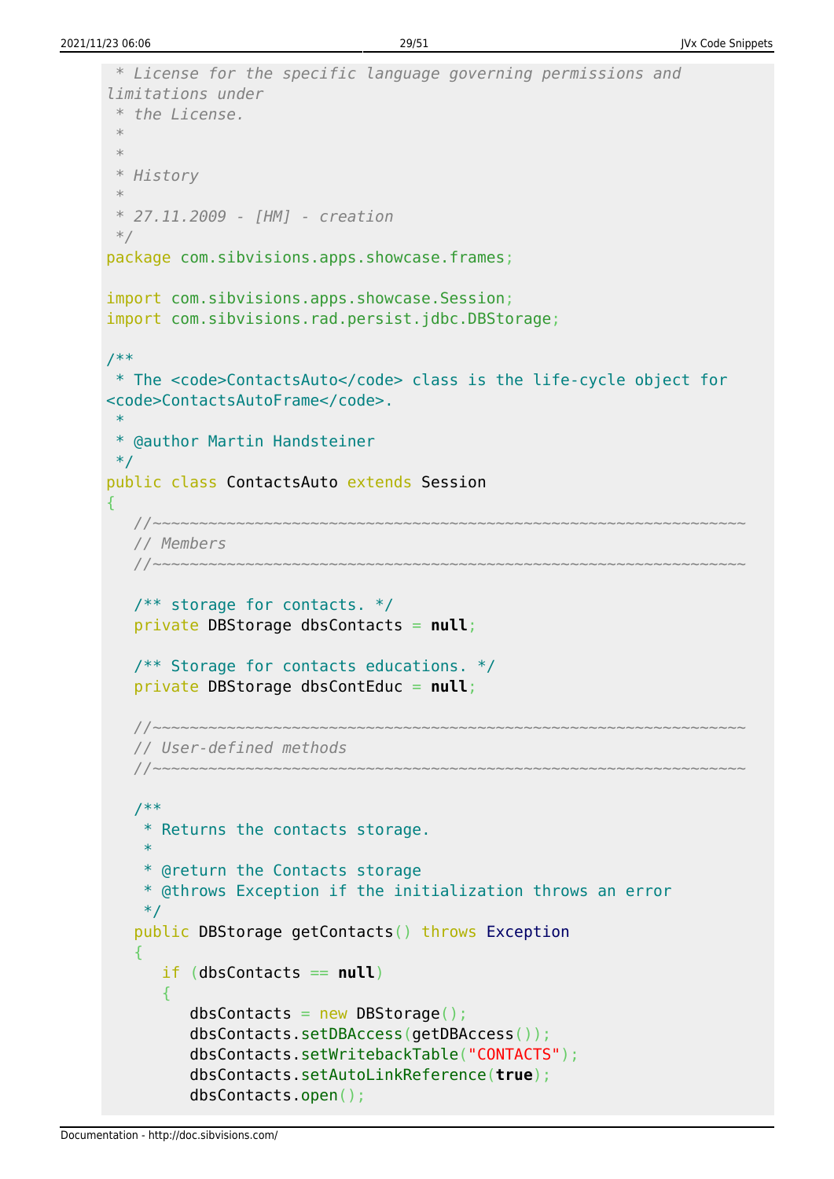```java
 * License for the specific language governing permissions and
limitations under
 * the License.
 *
 *
 * History
 *
 * 27.11.2009 - [HM] - creation
 */
package com.sibvisions.apps.showcase.frames;

import com.sibvisions.apps.showcase.Session;
import com.sibvisions.rad.persist.jdbc.DBStorage;

/**
 * The <code>ContactsAuto</code> class is the life-cycle object for
<code>ContactsAutoFrame</code>.
 *
 * @author Martin Handsteiner
 */
public class ContactsAuto extends Session
{
   //~~~~~~~~~~~~~~~~~~~~~~~~~~~~~~~~~~~~~~~~~~~~~~~~~~~~~~~~~~~~~~~~
   // Members
   //~~~~~~~~~~~~~~~~~~~~~~~~~~~~~~~~~~~~~~~~~~~~~~~~~~~~~~~~~~~~~~~~

   /** storage for contacts. */
   private DBStorage dbsContacts = null;

   /** Storage for contacts educations. */
   private DBStorage dbsContEduc = null;

   //~~~~~~~~~~~~~~~~~~~~~~~~~~~~~~~~~~~~~~~~~~~~~~~~~~~~~~~~~~~~~~~~
   // User-defined methods
   //~~~~~~~~~~~~~~~~~~~~~~~~~~~~~~~~~~~~~~~~~~~~~~~~~~~~~~~~~~~~~~~~

   /**
    * Returns the contacts storage.
    *
    * @return the Contacts storage
    * @throws Exception if the initialization throws an error
    */
   public DBStorage getContacts() throws Exception
   {
      if (dbsContacts == null)
      {
         dbsContacts = new DBStorage();
         dbsContacts.setDBAccess(getDBAccess());
         dbsContacts.setWritebackTable("CONTACTS");
         dbsContacts.setAutoLinkReference(true);
         dbsContacts.open();
```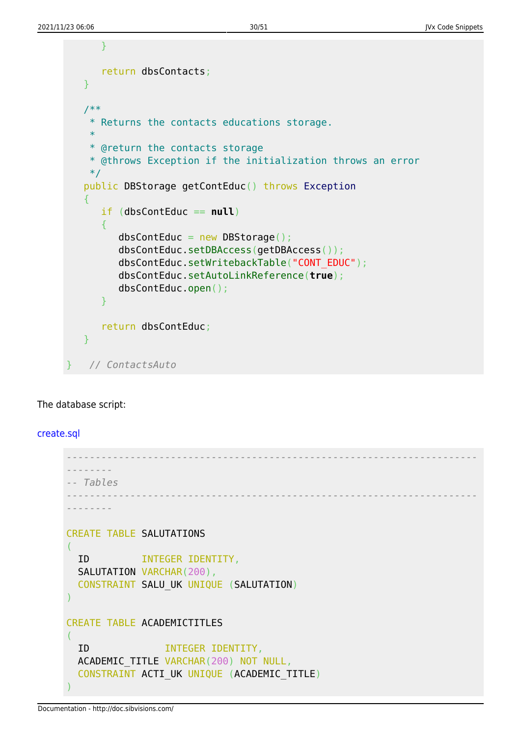```java
      }

      return dbsContacts;
   }

   /**
    * Returns the contacts educations storage.
    *
    * @return the contacts storage
    * @throws Exception if the initialization throws an error
    */
   public DBStorage getContEduc() throws Exception
   {
      if (dbsContEduc == null)
      {
         dbsContEduc = new DBStorage();
         dbsContEduc.setDBAccess(getDBAccess());
         dbsContEduc.setWritebackTable("CONT_EDUC");
         dbsContEduc.setAutoLinkReference(true);
         dbsContEduc.open();
      }

      return dbsContEduc;
   }

}   // ContactsAuto
```

The database script:

create.sql

```sql
--------------------------------------------------------------------------------
-- Tables
--------------------------------------------------------------------------------

CREATE TABLE SALUTATIONS
(
  ID         INTEGER IDENTITY,
  SALUTATION VARCHAR(200),
  CONSTRAINT SALU_UK UNIQUE (SALUTATION)
)

CREATE TABLE ACADEMICTITLES
(
  ID             INTEGER IDENTITY,
  ACADEMIC_TITLE VARCHAR(200) NOT NULL,
  CONSTRAINT ACTI_UK UNIQUE (ACADEMIC_TITLE)
)
```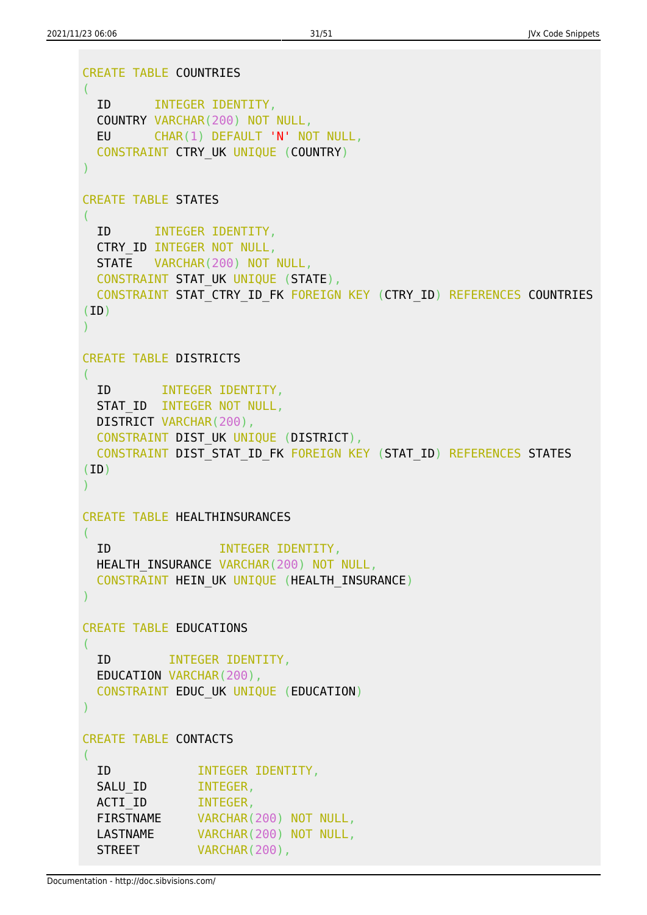```sql
CREATE TABLE COUNTRIES
(
  ID      INTEGER IDENTITY,
  COUNTRY VARCHAR(200) NOT NULL,
  EU      CHAR(1) DEFAULT 'N' NOT NULL,
  CONSTRAINT CTRY_UK UNIQUE (COUNTRY)
)

CREATE TABLE STATES
(
  ID      INTEGER IDENTITY,
  CTRY_ID INTEGER NOT NULL,
  STATE   VARCHAR(200) NOT NULL,
  CONSTRAINT STAT_UK UNIQUE (STATE),
  CONSTRAINT STAT_CTRY_ID_FK FOREIGN KEY (CTRY_ID) REFERENCES COUNTRIES
(ID)
)

CREATE TABLE DISTRICTS
(
  ID       INTEGER IDENTITY,
  STAT_ID  INTEGER NOT NULL,
  DISTRICT VARCHAR(200),
  CONSTRAINT DIST_UK UNIQUE (DISTRICT),
  CONSTRAINT DIST_STAT_ID_FK FOREIGN KEY (STAT_ID) REFERENCES STATES
(ID)
)

CREATE TABLE HEALTHINSURANCES
(
  ID               INTEGER IDENTITY,
  HEALTH_INSURANCE VARCHAR(200) NOT NULL,
  CONSTRAINT HEIN_UK UNIQUE (HEALTH_INSURANCE)
)

CREATE TABLE EDUCATIONS
(
  ID        INTEGER IDENTITY,
  EDUCATION VARCHAR(200),
  CONSTRAINT EDUC_UK UNIQUE (EDUCATION)
)

CREATE TABLE CONTACTS
(
  ID            INTEGER IDENTITY,
  SALU_ID       INTEGER,
  ACTI_ID       INTEGER,
  FIRSTNAME     VARCHAR(200) NOT NULL,
  LASTNAME      VARCHAR(200) NOT NULL,
  STREET        VARCHAR(200),
```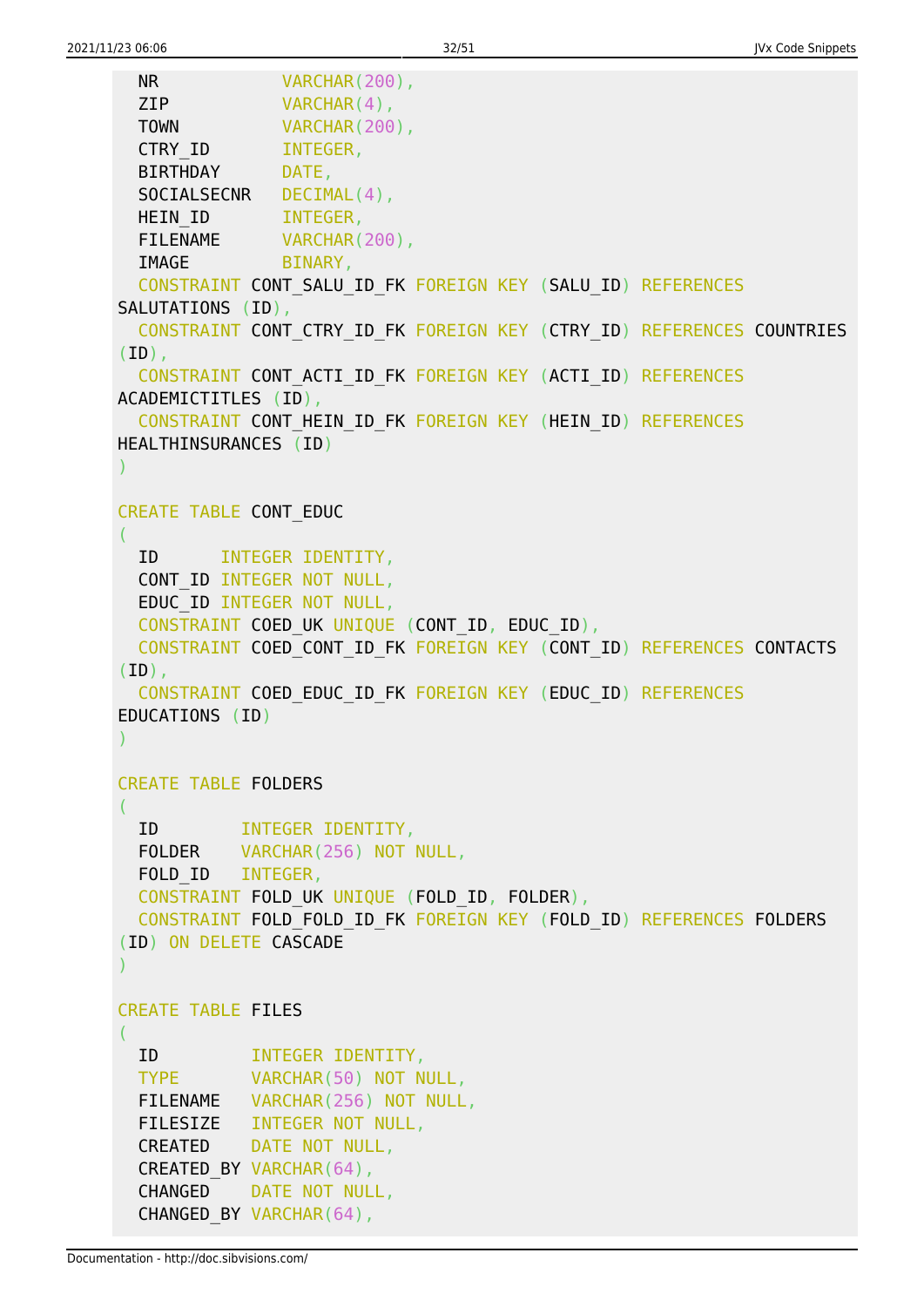```sql
  NR           VARCHAR(200),
  ZIP          VARCHAR(4),
  TOWN         VARCHAR(200),
  CTRY_ID      INTEGER,
  BIRTHDAY     DATE,
  SOCIALSECNR  DECIMAL(4),
  HEIN_ID      INTEGER,
  FILENAME     VARCHAR(200),
  IMAGE        BINARY,
  CONSTRAINT CONT_SALU_ID_FK FOREIGN KEY (SALU_ID) REFERENCES
SALUTATIONS (ID),
  CONSTRAINT CONT_CTRY_ID_FK FOREIGN KEY (CTRY_ID) REFERENCES COUNTRIES
(ID),
  CONSTRAINT CONT_ACTI_ID_FK FOREIGN KEY (ACTI_ID) REFERENCES
ACADEMICTITLES (ID),
  CONSTRAINT CONT_HEIN_ID_FK FOREIGN KEY (HEIN_ID) REFERENCES
HEALTHINSURANCES (ID)
)

CREATE TABLE CONT_EDUC
(
  ID      INTEGER IDENTITY,
  CONT_ID INTEGER NOT NULL,
  EDUC_ID INTEGER NOT NULL,
  CONSTRAINT COED_UK UNIQUE (CONT_ID, EDUC_ID),
  CONSTRAINT COED_CONT_ID_FK FOREIGN KEY (CONT_ID) REFERENCES CONTACTS
(ID),
  CONSTRAINT COED_EDUC_ID_FK FOREIGN KEY (EDUC_ID) REFERENCES
EDUCATIONS (ID)
)

CREATE TABLE FOLDERS
(
  ID        INTEGER IDENTITY,
  FOLDER    VARCHAR(256) NOT NULL,
  FOLD_ID   INTEGER,
  CONSTRAINT FOLD_UK UNIQUE (FOLD_ID, FOLDER),
  CONSTRAINT FOLD_FOLD_ID_FK FOREIGN KEY (FOLD_ID) REFERENCES FOLDERS
(ID) ON DELETE CASCADE
)

CREATE TABLE FILES
(
  ID         INTEGER IDENTITY,
  TYPE       VARCHAR(50) NOT NULL,
  FILENAME   VARCHAR(256) NOT NULL,
  FILESIZE   INTEGER NOT NULL,
  CREATED    DATE NOT NULL,
  CREATED_BY VARCHAR(64),
  CHANGED    DATE NOT NULL,
  CHANGED_BY VARCHAR(64),
```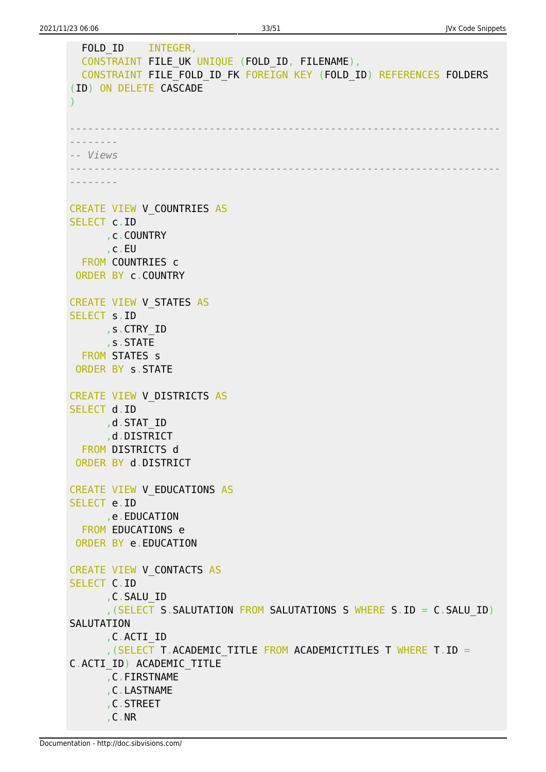```sql
  FOLD_ID    INTEGER,
  CONSTRAINT FILE_UK UNIQUE (FOLD_ID, FILENAME),
  CONSTRAINT FILE_FOLD_ID_FK FOREIGN KEY (FOLD_ID) REFERENCES FOLDERS
(ID) ON DELETE CASCADE
)

--------------------------------------------------------------------
--------
-- Views
--------------------------------------------------------------------
--------

CREATE VIEW V_COUNTRIES AS
SELECT c.ID
      ,c.COUNTRY
      ,c.EU
  FROM COUNTRIES c
 ORDER BY c.COUNTRY

CREATE VIEW V_STATES AS
SELECT s.ID
      ,s.CTRY_ID
      ,s.STATE
  FROM STATES s
 ORDER BY s.STATE

CREATE VIEW V_DISTRICTS AS
SELECT d.ID
      ,d.STAT_ID
      ,d.DISTRICT
  FROM DISTRICTS d
 ORDER BY d.DISTRICT

CREATE VIEW V_EDUCATIONS AS
SELECT e.ID
      ,e.EDUCATION
  FROM EDUCATIONS e
 ORDER BY e.EDUCATION

CREATE VIEW V_CONTACTS AS
SELECT C.ID
      ,C.SALU_ID
      ,(SELECT S.SALUTATION FROM SALUTATIONS S WHERE S.ID = C.SALU_ID)
SALUTATION
      ,C.ACTI_ID
      ,(SELECT T.ACADEMIC_TITLE FROM ACADEMICTITLES T WHERE T.ID =
C.ACTI_ID) ACADEMIC_TITLE
      ,C.FIRSTNAME
      ,C.LASTNAME
      ,C.STREET
      ,C.NR
```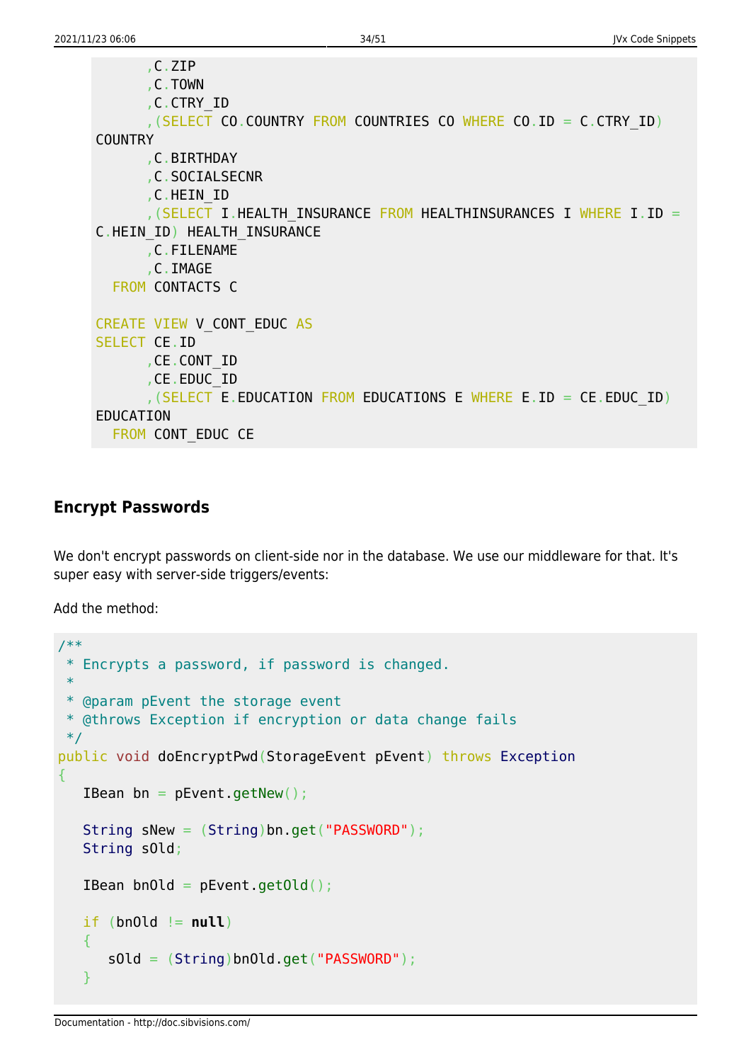```
      ,C.ZIP
      ,C.TOWN
      ,C.CTRY_ID
      ,(SELECT CO.COUNTRY FROM COUNTRIES CO WHERE CO.ID = C.CTRY_ID)
COUNTRY
      ,C.BIRTHDAY
      ,C.SOCIALSECNR
      ,C.HEIN_ID
      ,(SELECT I.HEALTH_INSURANCE FROM HEALTHINSURANCES I WHERE I.ID =
C.HEIN_ID) HEALTH_INSURANCE
      ,C.FILENAME
      ,C.IMAGE
  FROM CONTACTS C

CREATE VIEW V_CONT_EDUC AS
SELECT CE.ID
      ,CE.CONT_ID
      ,CE.EDUC_ID
      ,(SELECT E.EDUCATION FROM EDUCATIONS E WHERE E.ID = CE.EDUC_ID)
EDUCATION
  FROM CONT_EDUC CE
```

## Encrypt Passwords

We don't encrypt passwords on client-side nor in the database. We use our middleware for that. It's super easy with server-side triggers/events:

Add the method:

```
/**
 * Encrypts a password, if password is changed.
 *
 * @param pEvent the storage event
 * @throws Exception if encryption or data change fails
 */
public void doEncryptPwd(StorageEvent pEvent) throws Exception
{
   IBean bn = pEvent.getNew();

   String sNew = (String)bn.get("PASSWORD");
   String sOld;

   IBean bnOld = pEvent.getOld();

   if (bnOld != null)
   {
      sOld = (String)bnOld.get("PASSWORD");
   }
```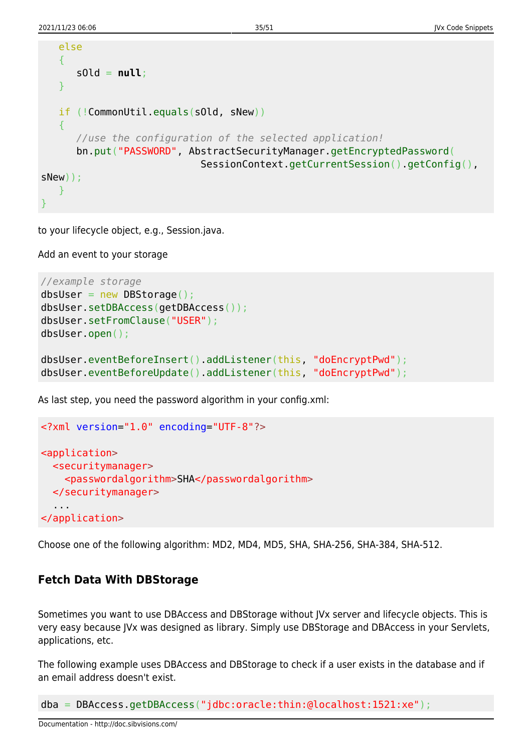```
   else
   {
      sOld = null;
   }

   if (!CommonUtil.equals(sOld, sNew))
   {
      //use the configuration of the selected application!
      bn.put("PASSWORD", AbstractSecurityManager.getEncryptedPassword(
                           SessionContext.getCurrentSession().getConfig(),
sNew));
   }
}
```

to your lifecycle object, e.g., Session.java.

Add an event to your storage

```
//example storage
dbsUser = new DBStorage();
dbsUser.setDBAccess(getDBAccess());
dbsUser.setFromClause("USER");
dbsUser.open();

dbsUser.eventBeforeInsert().addListener(this, "doEncryptPwd");
dbsUser.eventBeforeUpdate().addListener(this, "doEncryptPwd");
```

As last step, you need the password algorithm in your config.xml:

```
<?xml version="1.0" encoding="UTF-8"?>

<application>
  <securitymanager>
    <passwordalgorithm>SHA</passwordalgorithm>
  </securitymanager>
  ...
</application>
```

Choose one of the following algorithm: MD2, MD4, MD5, SHA, SHA-256, SHA-384, SHA-512.

### Fetch Data With DBStorage

Sometimes you want to use DBAccess and DBStorage without JVx server and lifecycle objects. This is very easy because JVx was designed as library. Simply use DBStorage and DBAccess in your Servlets, applications, etc.

The following example uses DBAccess and DBStorage to check if a user exists in the database and if an email address doesn't exist.

```
dba = DBAccess.getDBAccess("jdbc:oracle:thin:@localhost:1521:xe");
```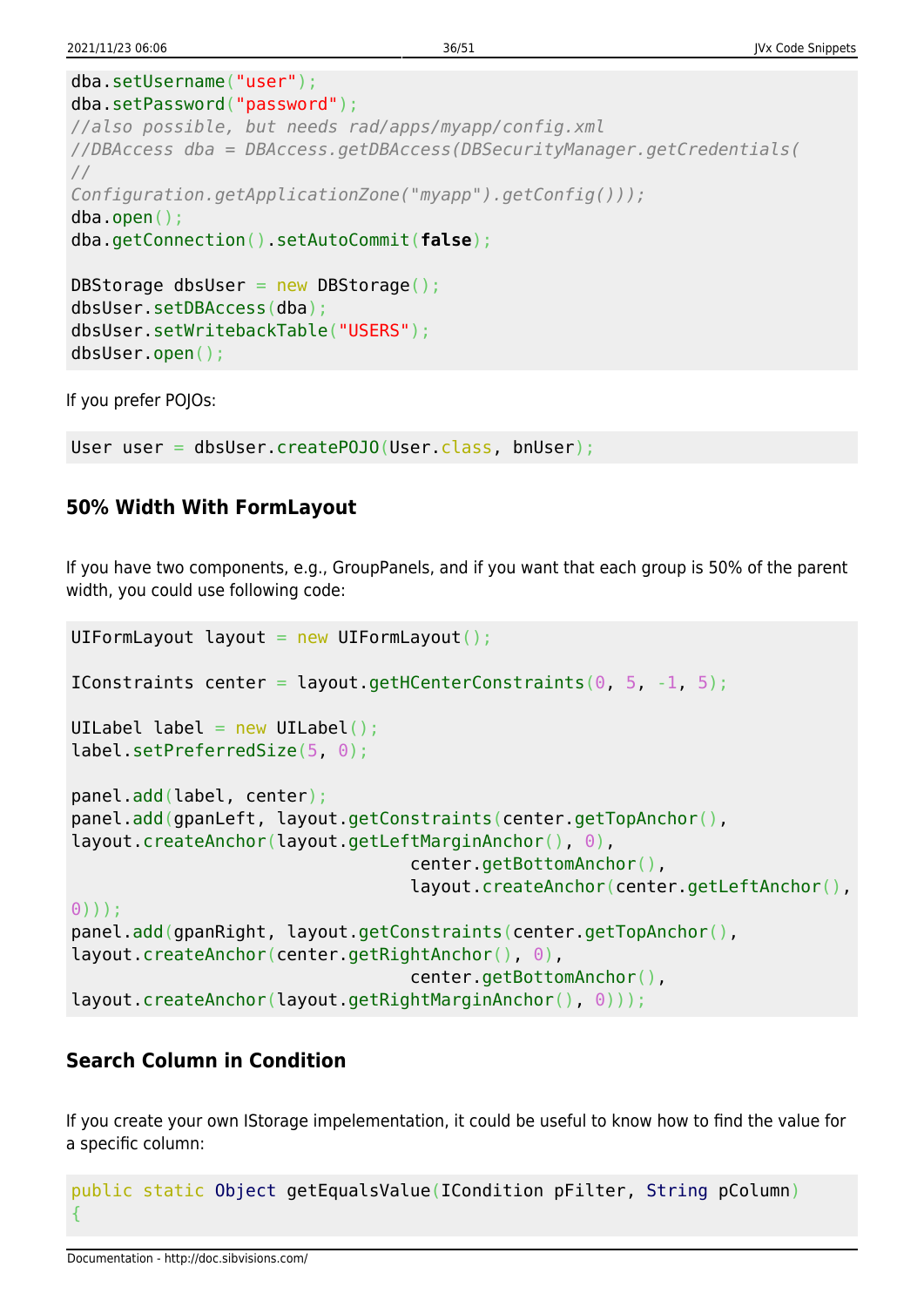```java
dba.setUsername("user");
dba.setPassword("password");
//also possible, but needs rad/apps/myapp/config.xml
//DBAccess dba = DBAccess.getDBAccess(DBSecurityManager.getCredentials(
//
Configuration.getApplicationZone("myapp").getConfig()));
dba.open();
dba.getConnection().setAutoCommit(false);

DBStorage dbsUser = new DBStorage();
dbsUser.setDBAccess(dba);
dbsUser.setWritebackTable("USERS");
dbsUser.open();
```

If you prefer POJOs:

```java
User user = dbsUser.createPOJO(User.class, bnUser);
```

### 50% Width With FormLayout

If you have two components, e.g., GroupPanels, and if you want that each group is 50% of the parent width, you could use following code:

```java
UIFormLayout layout = new UIFormLayout();

IConstraints center = layout.getHCenterConstraints(0, 5, -1, 5);

UILabel label = new UILabel();
label.setPreferredSize(5, 0);

panel.add(label, center);
panel.add(gpanLeft, layout.getConstraints(center.getTopAnchor(),
layout.createAnchor(layout.getLeftMarginAnchor(), 0),
                                center.getBottomAnchor(),
                                layout.createAnchor(center.getLeftAnchor(),
0)));
panel.add(gpanRight, layout.getConstraints(center.getTopAnchor(),
layout.createAnchor(center.getRightAnchor(), 0),
                                center.getBottomAnchor(),
layout.createAnchor(layout.getRightMarginAnchor(), 0)));
```

### Search Column in Condition

If you create your own IStorage impelementation, it could be useful to know how to find the value for a specific column:

```java
public static Object getEqualsValue(ICondition pFilter, String pColumn)
{
```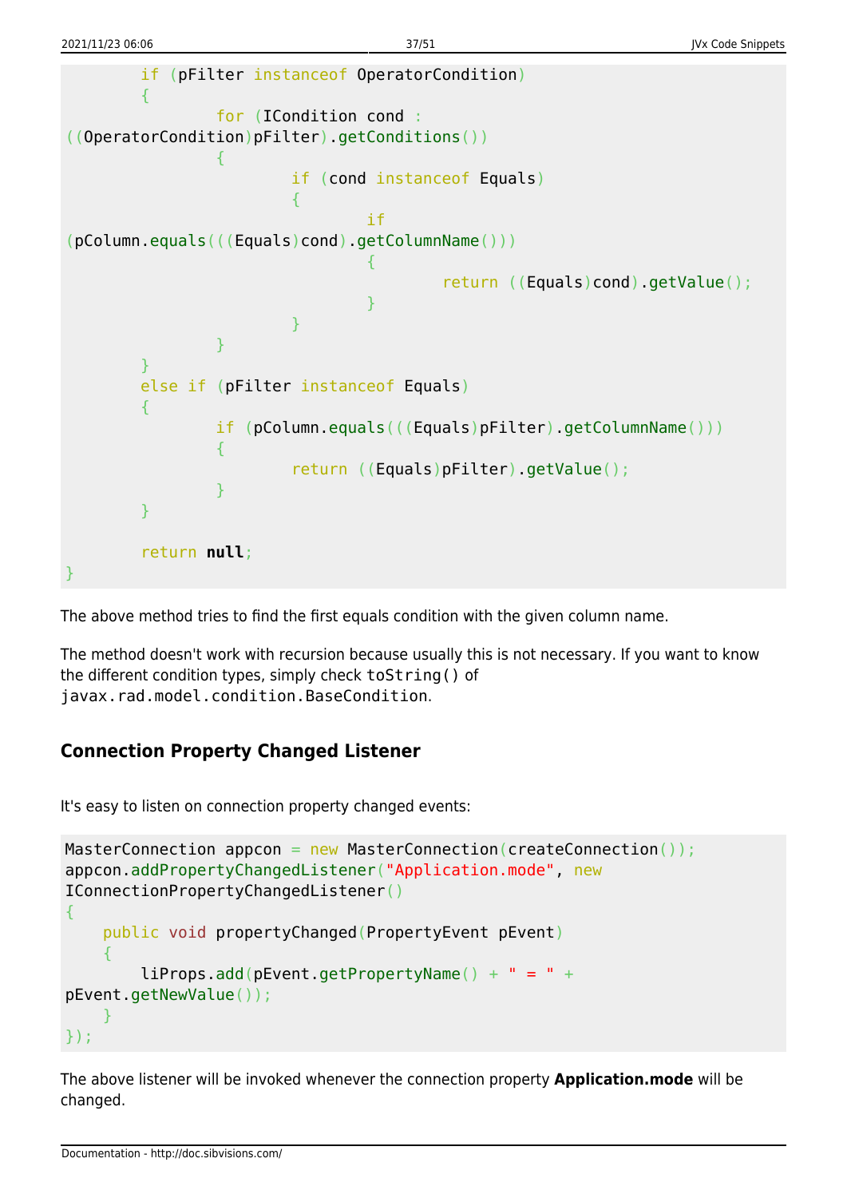```java
        if (pFilter instanceof OperatorCondition)
        {
                for (ICondition cond :
((OperatorCondition)pFilter).getConditions())
                {
                        if (cond instanceof Equals)
                        {
                                if
(pColumn.equals(((Equals)cond).getColumnName()))
                                {
                                        return ((Equals)cond).getValue();
                                }
                        }
                }
        }
        else if (pFilter instanceof Equals)
        {
                if (pColumn.equals(((Equals)pFilter).getColumnName()))
                {
                        return ((Equals)pFilter).getValue();
                }
        }

        return null;
}
```

The above method tries to find the first equals condition with the given column name.

The method doesn't work with recursion because usually this is not necessary. If you want to know the different condition types, simply check `toString()` of `javax.rad.model.condition.BaseCondition`.

### Connection Property Changed Listener

It's easy to listen on connection property changed events:

```java
MasterConnection appcon = new MasterConnection(createConnection());
appcon.addPropertyChangedListener("Application.mode", new
IConnectionPropertyChangedListener()
{
    public void propertyChanged(PropertyEvent pEvent)
    {
        liProps.add(pEvent.getPropertyName() + " = " +
pEvent.getNewValue());
    }
});
```

The above listener will be invoked whenever the connection property **Application.mode** will be changed.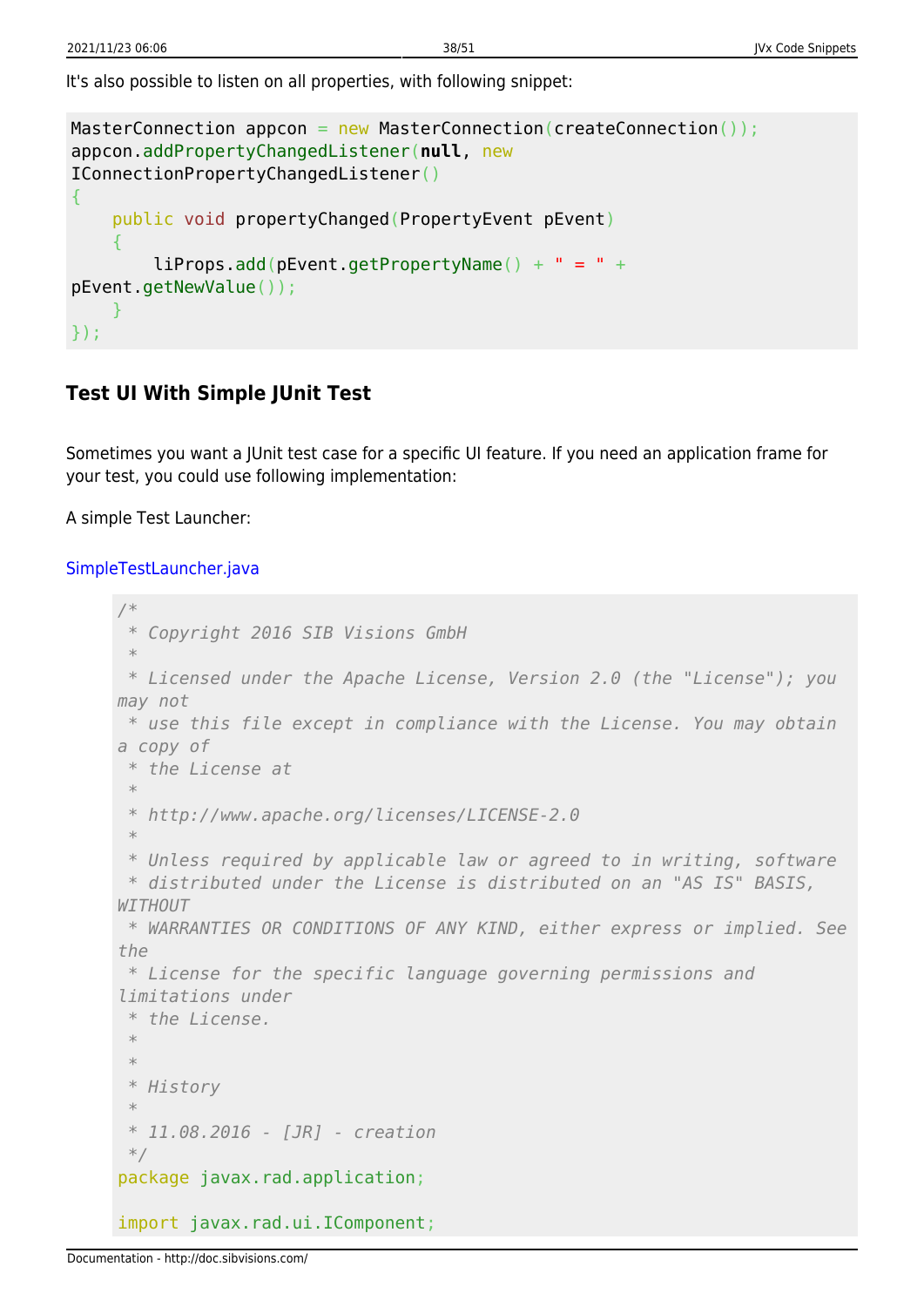It's also possible to listen on all properties, with following snippet:

```
MasterConnection appcon = new MasterConnection(createConnection());
appcon.addPropertyChangedListener(null, new
IConnectionPropertyChangedListener()
{
    public void propertyChanged(PropertyEvent pEvent)
    {
        liProps.add(pEvent.getPropertyName() + " = " +
pEvent.getNewValue());
    }
});
```

### Test UI With Simple JUnit Test

Sometimes you want a JUnit test case for a specific UI feature. If you need an application frame for your test, you could use following implementation:

A simple Test Launcher:

SimpleTestLauncher.java

```
/*
 * Copyright 2016 SIB Visions GmbH
 *
 * Licensed under the Apache License, Version 2.0 (the "License"); you
may not
 * use this file except in compliance with the License. You may obtain
a copy of
 * the License at
 *
 * http://www.apache.org/licenses/LICENSE-2.0
 *
 * Unless required by applicable law or agreed to in writing, software
 * distributed under the License is distributed on an "AS IS" BASIS,
WITHOUT
 * WARRANTIES OR CONDITIONS OF ANY KIND, either express or implied. See
the
 * License for the specific language governing permissions and
limitations under
 * the License.
 *
 *
 * History
 *
 * 11.08.2016 - [JR] - creation
 */
package javax.rad.application;

import javax.rad.ui.IComponent;
```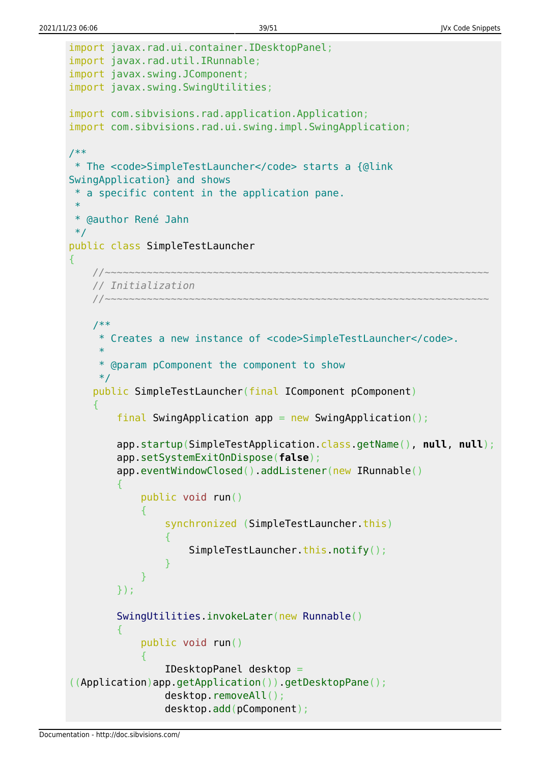```java
import javax.rad.ui.container.IDesktopPanel;
import javax.rad.util.IRunnable;
import javax.swing.JComponent;
import javax.swing.SwingUtilities;

import com.sibvisions.rad.application.Application;
import com.sibvisions.rad.ui.swing.impl.SwingApplication;

/**
 * The <code>SimpleTestLauncher</code> starts a {@link
SwingApplication} and shows
 * a specific content in the application pane.
 *
 * @author René Jahn
 */
public class SimpleTestLauncher
{
    //~~~~~~~~~~~~~~~~~~~~~~~~~~~~~~~~~~~~~~~~~~~~~~~~~~~~~~~~~~~~~~~~~~
    // Initialization
    //~~~~~~~~~~~~~~~~~~~~~~~~~~~~~~~~~~~~~~~~~~~~~~~~~~~~~~~~~~~~~~~~~~

    /**
     * Creates a new instance of <code>SimpleTestLauncher</code>.
     *
     * @param pComponent the component to show
     */
    public SimpleTestLauncher(final IComponent pComponent)
    {
        final SwingApplication app = new SwingApplication();

        app.startup(SimpleTestApplication.class.getName(), null, null);
        app.setSystemExitOnDispose(false);
        app.eventWindowClosed().addListener(new IRunnable()
        {
            public void run()
            {
                synchronized (SimpleTestLauncher.this)
                {
                    SimpleTestLauncher.this.notify();
                }
            }
        });

        SwingUtilities.invokeLater(new Runnable()
        {
            public void run()
            {
                IDesktopPanel desktop =
((Application)app.getApplication()).getDesktopPane();
                desktop.removeAll();
                desktop.add(pComponent);
```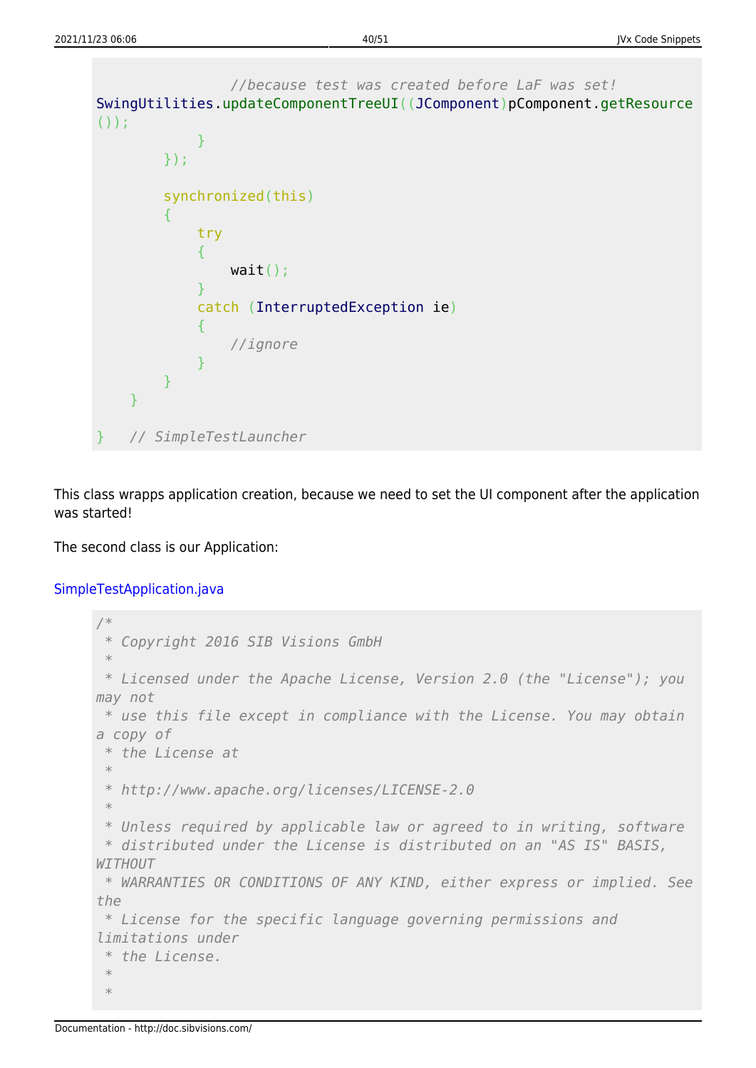```
                //because test was created before LaF was set!
SwingUtilities.updateComponentTreeUI((JComponent)pComponent.getResource
());
            }
        });

        synchronized(this)
        {
            try
            {
                wait();
            }
            catch (InterruptedException ie)
            {
                //ignore
            }
        }
    }

}   // SimpleTestLauncher
```

This class wrapps application creation, because we need to set the UI component after the application was started!

The second class is our Application:

SimpleTestApplication.java

```
/*
 * Copyright 2016 SIB Visions GmbH
 *
 * Licensed under the Apache License, Version 2.0 (the "License"); you
may not
 * use this file except in compliance with the License. You may obtain
a copy of
 * the License at
 *
 * http://www.apache.org/licenses/LICENSE-2.0
 *
 * Unless required by applicable law or agreed to in writing, software
 * distributed under the License is distributed on an "AS IS" BASIS,
WITHOUT
 * WARRANTIES OR CONDITIONS OF ANY KIND, either express or implied. See
the
 * License for the specific language governing permissions and
limitations under
 * the License.
 *
 *
```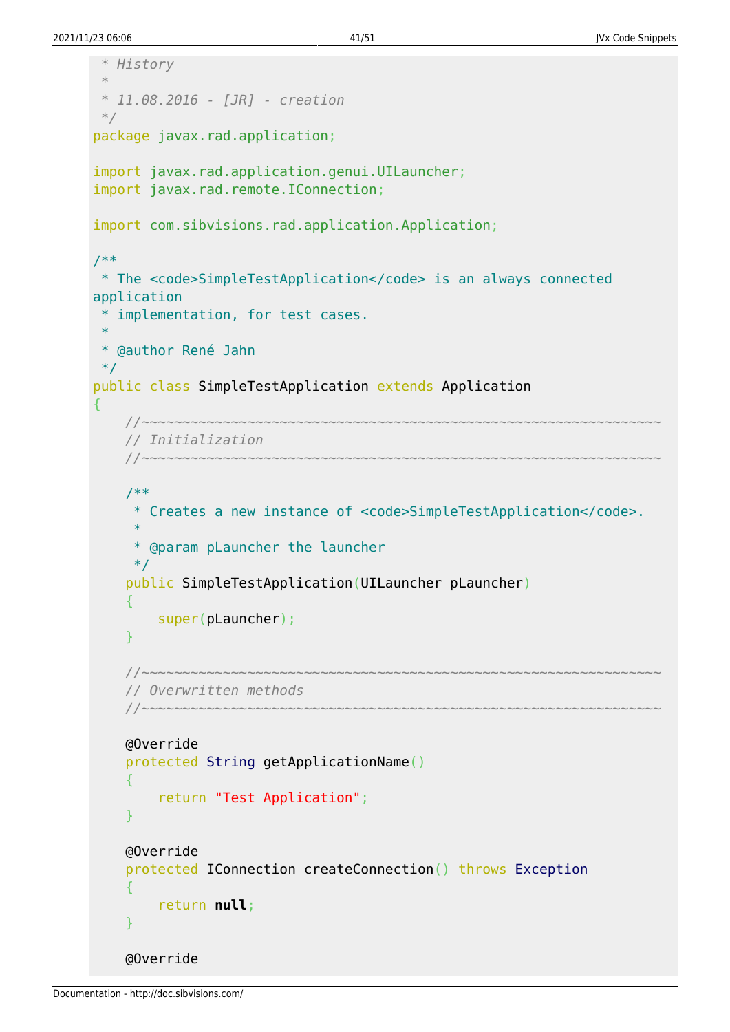```java
 * History
 *
 * 11.08.2016 - [JR] - creation
 */
package javax.rad.application;

import javax.rad.application.genui.UILauncher;
import javax.rad.remote.IConnection;

import com.sibvisions.rad.application.Application;

/**
 * The <code>SimpleTestApplication</code> is an always connected
application
 * implementation, for test cases.
 *
 * @author René Jahn
 */
public class SimpleTestApplication extends Application
{
    //~~~~~~~~~~~~~~~~~~~~~~~~~~~~~~~~~~~~~~~~~~~~~~~~~~~~~~~~~~~~~~~~
    // Initialization
    //~~~~~~~~~~~~~~~~~~~~~~~~~~~~~~~~~~~~~~~~~~~~~~~~~~~~~~~~~~~~~~~~

    /**
     * Creates a new instance of <code>SimpleTestApplication</code>.
     *
     * @param pLauncher the launcher
     */
    public SimpleTestApplication(UILauncher pLauncher)
    {
        super(pLauncher);
    }

    //~~~~~~~~~~~~~~~~~~~~~~~~~~~~~~~~~~~~~~~~~~~~~~~~~~~~~~~~~~~~~~~~
    // Overwritten methods
    //~~~~~~~~~~~~~~~~~~~~~~~~~~~~~~~~~~~~~~~~~~~~~~~~~~~~~~~~~~~~~~~~

    @Override
    protected String getApplicationName()
    {
        return "Test Application";
    }

    @Override
    protected IConnection createConnection() throws Exception
    {
        return null;
    }

    @Override
```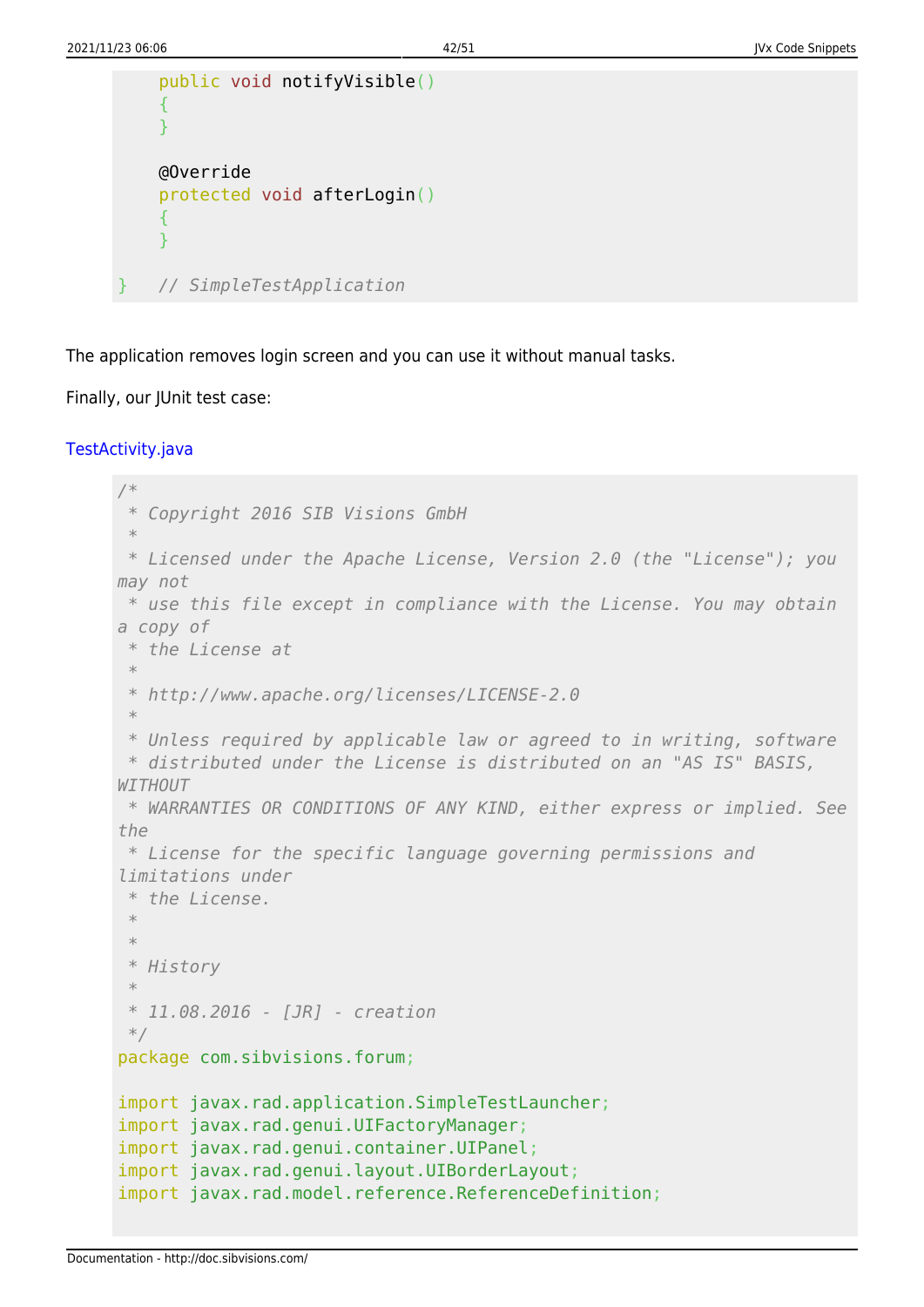```java
    public void notifyVisible()
    {
    }

    @Override
    protected void afterLogin()
    {
    }

}   // SimpleTestApplication
```

The application removes login screen and you can use it without manual tasks.

Finally, our JUnit test case:

TestActivity.java

```java
/*
 * Copyright 2016 SIB Visions GmbH
 *
 * Licensed under the Apache License, Version 2.0 (the "License"); you may not
 * use this file except in compliance with the License. You may obtain a copy of
 * the License at
 *
 * http://www.apache.org/licenses/LICENSE-2.0
 *
 * Unless required by applicable law or agreed to in writing, software
 * distributed under the License is distributed on an "AS IS" BASIS, WITHOUT
 * WARRANTIES OR CONDITIONS OF ANY KIND, either express or implied. See the
 * License for the specific language governing permissions and limitations under
 * the License.
 *
 *
 * History
 *
 * 11.08.2016 - [JR] - creation
 */
package com.sibvisions.forum;

import javax.rad.application.SimpleTestLauncher;
import javax.rad.genui.UIFactoryManager;
import javax.rad.genui.container.UIPanel;
import javax.rad.genui.layout.UIBorderLayout;
import javax.rad.model.reference.ReferenceDefinition;
```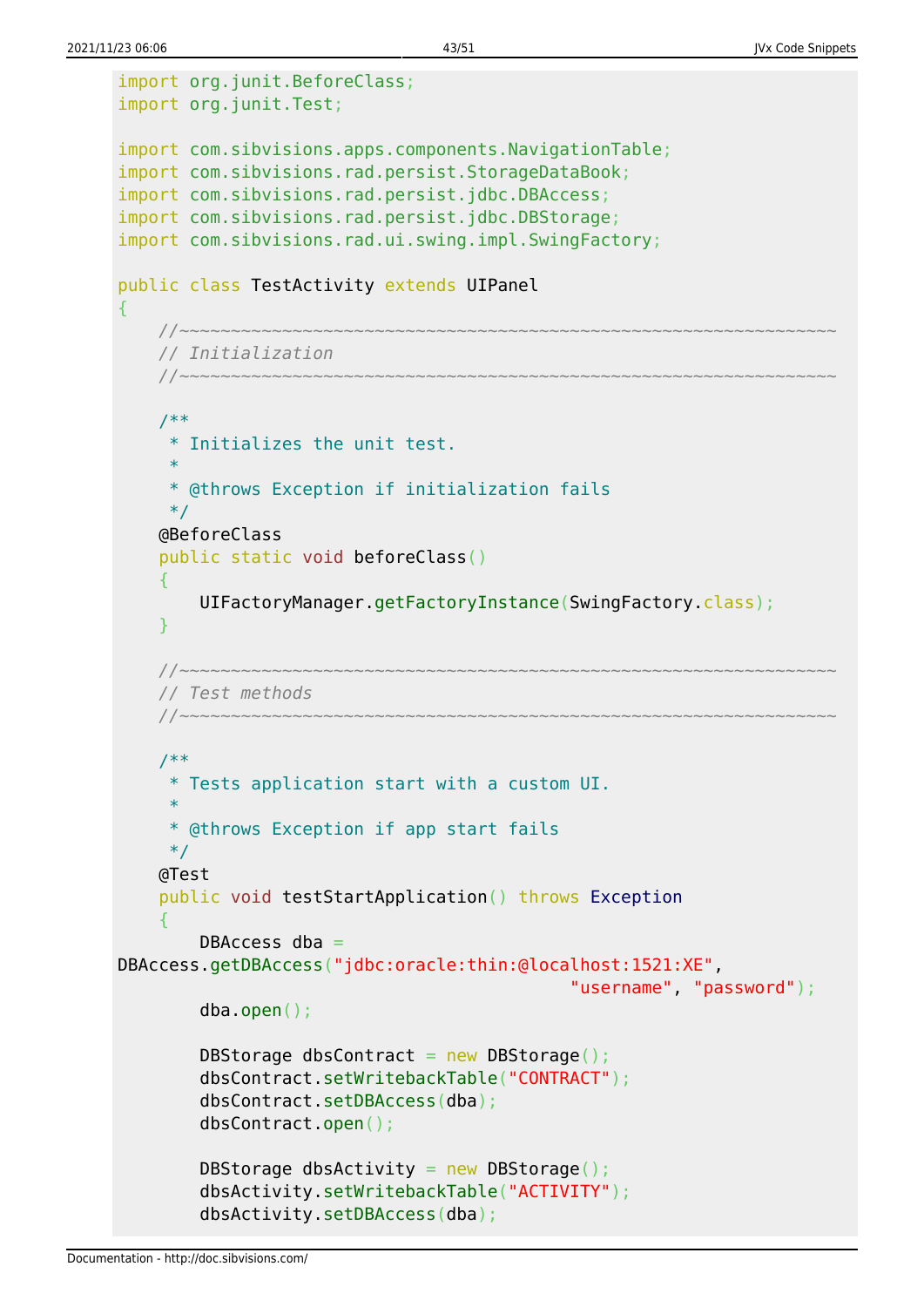```java
import org.junit.BeforeClass;
import org.junit.Test;

import com.sibvisions.apps.components.NavigationTable;
import com.sibvisions.rad.persist.StorageDataBook;
import com.sibvisions.rad.persist.jdbc.DBAccess;
import com.sibvisions.rad.persist.jdbc.DBStorage;
import com.sibvisions.rad.ui.swing.impl.SwingFactory;

public class TestActivity extends UIPanel
{
    //~~~~~~~~~~~~~~~~~~~~~~~~~~~~~~~~~~~~~~~~~~~~~~~~~~~~~~~~~~~~~~~~~~
    // Initialization
    //~~~~~~~~~~~~~~~~~~~~~~~~~~~~~~~~~~~~~~~~~~~~~~~~~~~~~~~~~~~~~~~~~~

    /**
     * Initializes the unit test.
     *
     * @throws Exception if initialization fails
     */
    @BeforeClass
    public static void beforeClass()
    {
        UIFactoryManager.getFactoryInstance(SwingFactory.class);
    }

    //~~~~~~~~~~~~~~~~~~~~~~~~~~~~~~~~~~~~~~~~~~~~~~~~~~~~~~~~~~~~~~~~~~
    // Test methods
    //~~~~~~~~~~~~~~~~~~~~~~~~~~~~~~~~~~~~~~~~~~~~~~~~~~~~~~~~~~~~~~~~~~

    /**
     * Tests application start with a custom UI.
     *
     * @throws Exception if app start fails
     */
    @Test
    public void testStartApplication() throws Exception
    {
        DBAccess dba =
DBAccess.getDBAccess("jdbc:oracle:thin:@localhost:1521:XE",
                                            "username", "password");
        dba.open();

        DBStorage dbsContract = new DBStorage();
        dbsContract.setWritebackTable("CONTRACT");
        dbsContract.setDBAccess(dba);
        dbsContract.open();

        DBStorage dbsActivity = new DBStorage();
        dbsActivity.setWritebackTable("ACTIVITY");
        dbsActivity.setDBAccess(dba);
```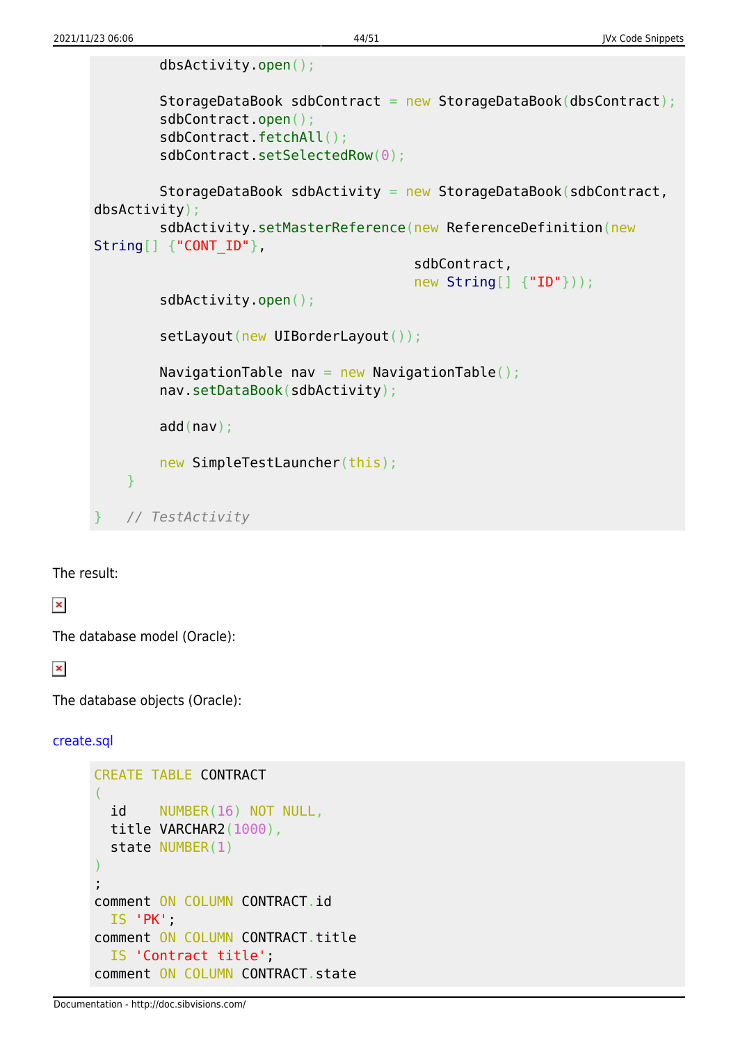```java
        dbsActivity.open();

        StorageDataBook sdbContract = new StorageDataBook(dbsContract);
        sdbContract.open();
        sdbContract.fetchAll();
        sdbContract.setSelectedRow(0);

        StorageDataBook sdbActivity = new StorageDataBook(sdbContract,
dbsActivity);
        sdbActivity.setMasterReference(new ReferenceDefinition(new
String[] {"CONT_ID"},
                                              sdbContract,
                                              new String[] {"ID"}));
        sdbActivity.open();

        setLayout(new UIBorderLayout());

        NavigationTable nav = new NavigationTable();
        nav.setDataBook(sdbActivity);

        add(nav);

        new SimpleTestLauncher(this);
    }

}   // TestActivity
```

The result:

The database model (Oracle):

The database objects (Oracle):

create.sql

```sql
CREATE TABLE CONTRACT
(
  id    NUMBER(16) NOT NULL,
  title VARCHAR2(1000),
  state NUMBER(1)
)
;
comment ON COLUMN CONTRACT.id
  IS 'PK';
comment ON COLUMN CONTRACT.title
  IS 'Contract title';
comment ON COLUMN CONTRACT.state
```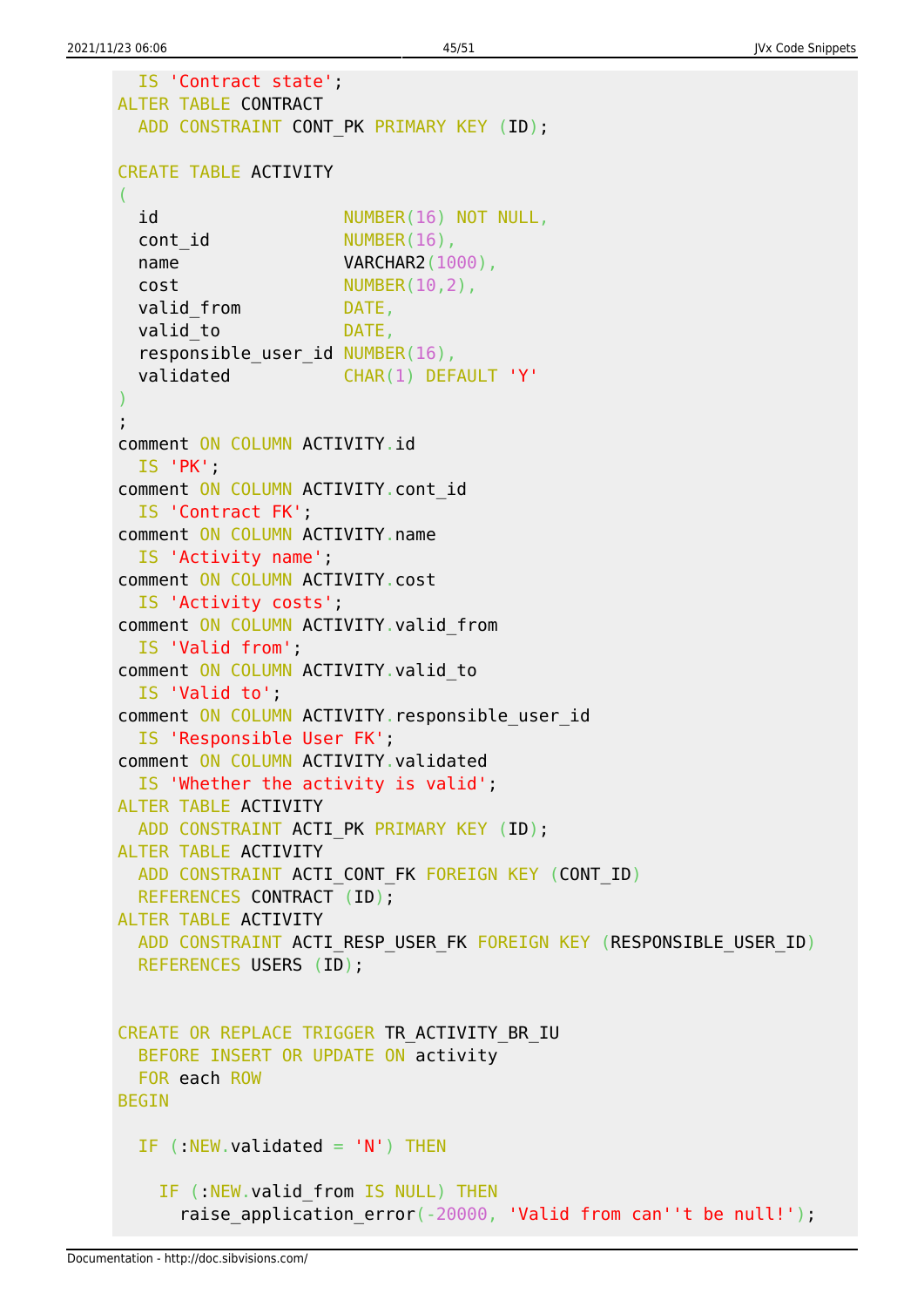```
  IS 'Contract state';
ALTER TABLE CONTRACT
  ADD CONSTRAINT CONT_PK PRIMARY KEY (ID);

CREATE TABLE ACTIVITY
(
  id                  NUMBER(16) NOT NULL,
  cont_id             NUMBER(16),
  name                VARCHAR2(1000),
  cost                NUMBER(10,2),
  valid_from          DATE,
  valid_to            DATE,
  responsible_user_id NUMBER(16),
  validated           CHAR(1) DEFAULT 'Y'
)
;
comment ON COLUMN ACTIVITY.id
  IS 'PK';
comment ON COLUMN ACTIVITY.cont_id
  IS 'Contract FK';
comment ON COLUMN ACTIVITY.name
  IS 'Activity name';
comment ON COLUMN ACTIVITY.cost
  IS 'Activity costs';
comment ON COLUMN ACTIVITY.valid_from
  IS 'Valid from';
comment ON COLUMN ACTIVITY.valid_to
  IS 'Valid to';
comment ON COLUMN ACTIVITY.responsible_user_id
  IS 'Responsible User FK';
comment ON COLUMN ACTIVITY.validated
  IS 'Whether the activity is valid';
ALTER TABLE ACTIVITY
  ADD CONSTRAINT ACTI_PK PRIMARY KEY (ID);
ALTER TABLE ACTIVITY
  ADD CONSTRAINT ACTI_CONT_FK FOREIGN KEY (CONT_ID)
  REFERENCES CONTRACT (ID);
ALTER TABLE ACTIVITY
  ADD CONSTRAINT ACTI_RESP_USER_FK FOREIGN KEY (RESPONSIBLE_USER_ID)
  REFERENCES USERS (ID);


CREATE OR REPLACE TRIGGER TR_ACTIVITY_BR_IU
  BEFORE INSERT OR UPDATE ON activity
  FOR each ROW
BEGIN

  IF (:NEW.validated = 'N') THEN

    IF (:NEW.valid_from IS NULL) THEN
      raise_application_error(-20000, 'Valid from can''t be null!');
```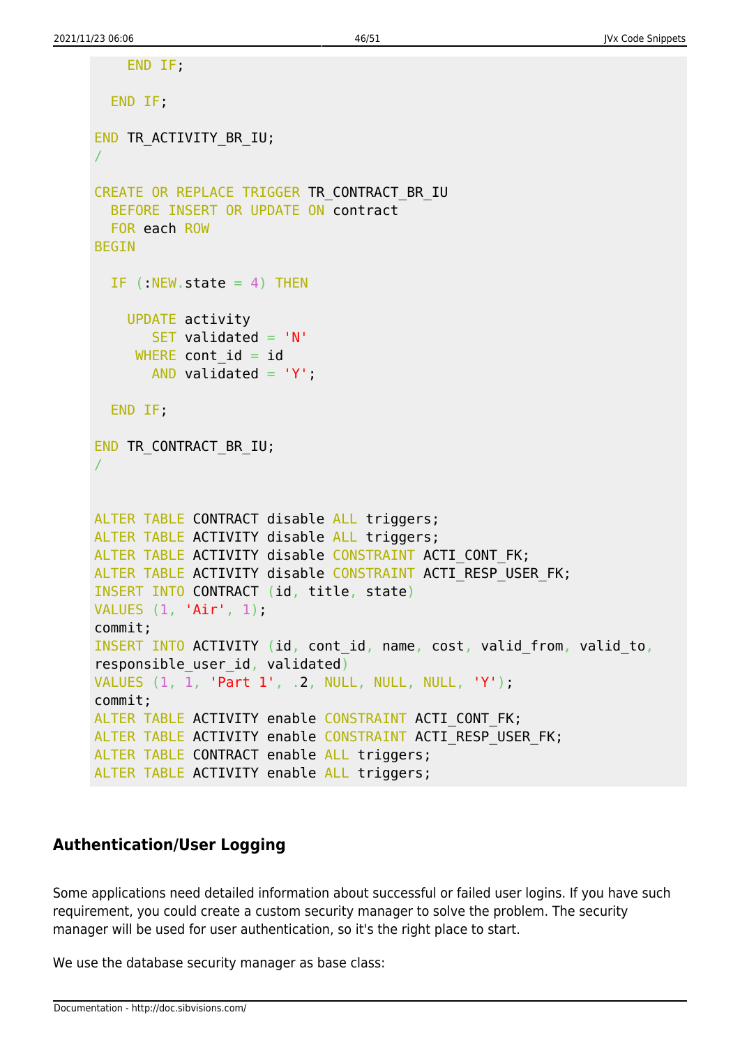```
    END IF;

  END IF;

END TR_ACTIVITY_BR_IU;
/

CREATE OR REPLACE TRIGGER TR_CONTRACT_BR_IU
  BEFORE INSERT OR UPDATE ON contract
  FOR each ROW
BEGIN

  IF (:NEW.state = 4) THEN

    UPDATE activity
       SET validated = 'N'
     WHERE cont_id = id
       AND validated = 'Y';

  END IF;

END TR_CONTRACT_BR_IU;
/


ALTER TABLE CONTRACT disable ALL triggers;
ALTER TABLE ACTIVITY disable ALL triggers;
ALTER TABLE ACTIVITY disable CONSTRAINT ACTI_CONT_FK;
ALTER TABLE ACTIVITY disable CONSTRAINT ACTI_RESP_USER_FK;
INSERT INTO CONTRACT (id, title, state)
VALUES (1, 'Air', 1);
commit;
INSERT INTO ACTIVITY (id, cont_id, name, cost, valid_from, valid_to,
responsible_user_id, validated)
VALUES (1, 1, 'Part 1', .2, NULL, NULL, NULL, 'Y');
commit;
ALTER TABLE ACTIVITY enable CONSTRAINT ACTI_CONT_FK;
ALTER TABLE ACTIVITY enable CONSTRAINT ACTI_RESP_USER_FK;
ALTER TABLE CONTRACT enable ALL triggers;
ALTER TABLE ACTIVITY enable ALL triggers;
```

## Authentication/User Logging

Some applications need detailed information about successful or failed user logins. If you have such requirement, you could create a custom security manager to solve the problem. The security manager will be used for user authentication, so it's the right place to start.

We use the database security manager as base class: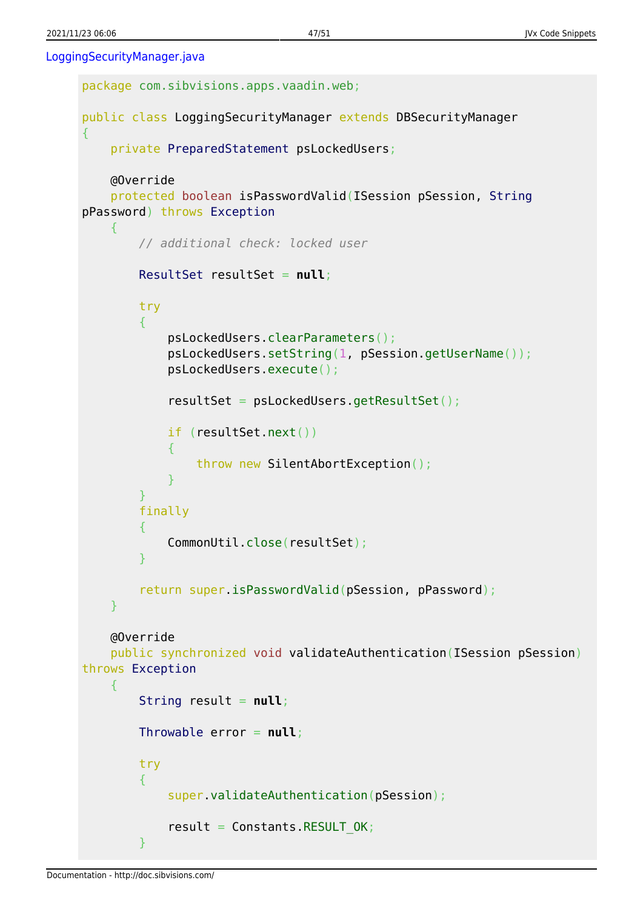LoggingSecurityManager.java

```java
package com.sibvisions.apps.vaadin.web;

public class LoggingSecurityManager extends DBSecurityManager
{
    private PreparedStatement psLockedUsers;

    @Override
    protected boolean isPasswordValid(ISession pSession, String pPassword) throws Exception
    {
        // additional check: locked user

        ResultSet resultSet = null;

        try
        {
            psLockedUsers.clearParameters();
            psLockedUsers.setString(1, pSession.getUserName());
            psLockedUsers.execute();

            resultSet = psLockedUsers.getResultSet();

            if (resultSet.next())
            {
                throw new SilentAbortException();
            }
        }
        finally
        {
            CommonUtil.close(resultSet);
        }

        return super.isPasswordValid(pSession, pPassword);
    }

    @Override
    public synchronized void validateAuthentication(ISession pSession) throws Exception
    {
        String result = null;

        Throwable error = null;

        try
        {
            super.validateAuthentication(pSession);

            result = Constants.RESULT_OK;
        }
```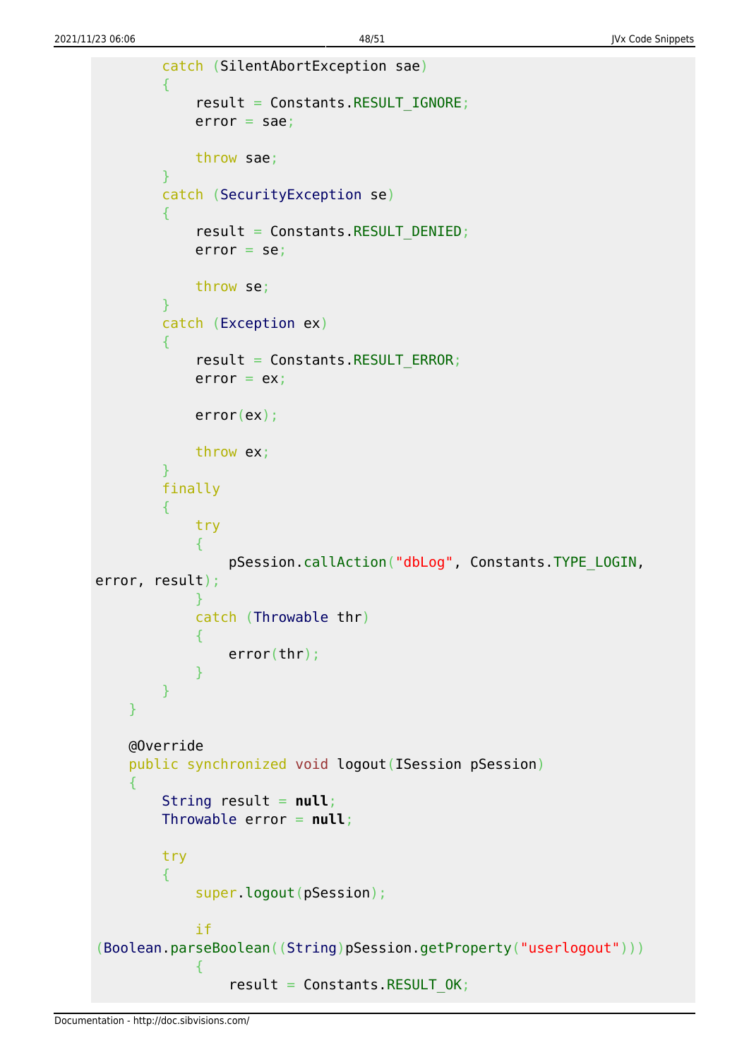```java
        catch (SilentAbortException sae)
        {
            result = Constants.RESULT_IGNORE;
            error = sae;

            throw sae;
        }
        catch (SecurityException se)
        {
            result = Constants.RESULT_DENIED;
            error = se;

            throw se;
        }
        catch (Exception ex)
        {
            result = Constants.RESULT_ERROR;
            error = ex;

            error(ex);

            throw ex;
        }
        finally
        {
            try
            {
                pSession.callAction("dbLog", Constants.TYPE_LOGIN,
error, result);
            }
            catch (Throwable thr)
            {
                error(thr);
            }
        }
    }

    @Override
    public synchronized void logout(ISession pSession)
    {
        String result = null;
        Throwable error = null;

        try
        {
            super.logout(pSession);

            if
(Boolean.parseBoolean((String)pSession.getProperty("userlogout")))
            {
                result = Constants.RESULT_OK;
```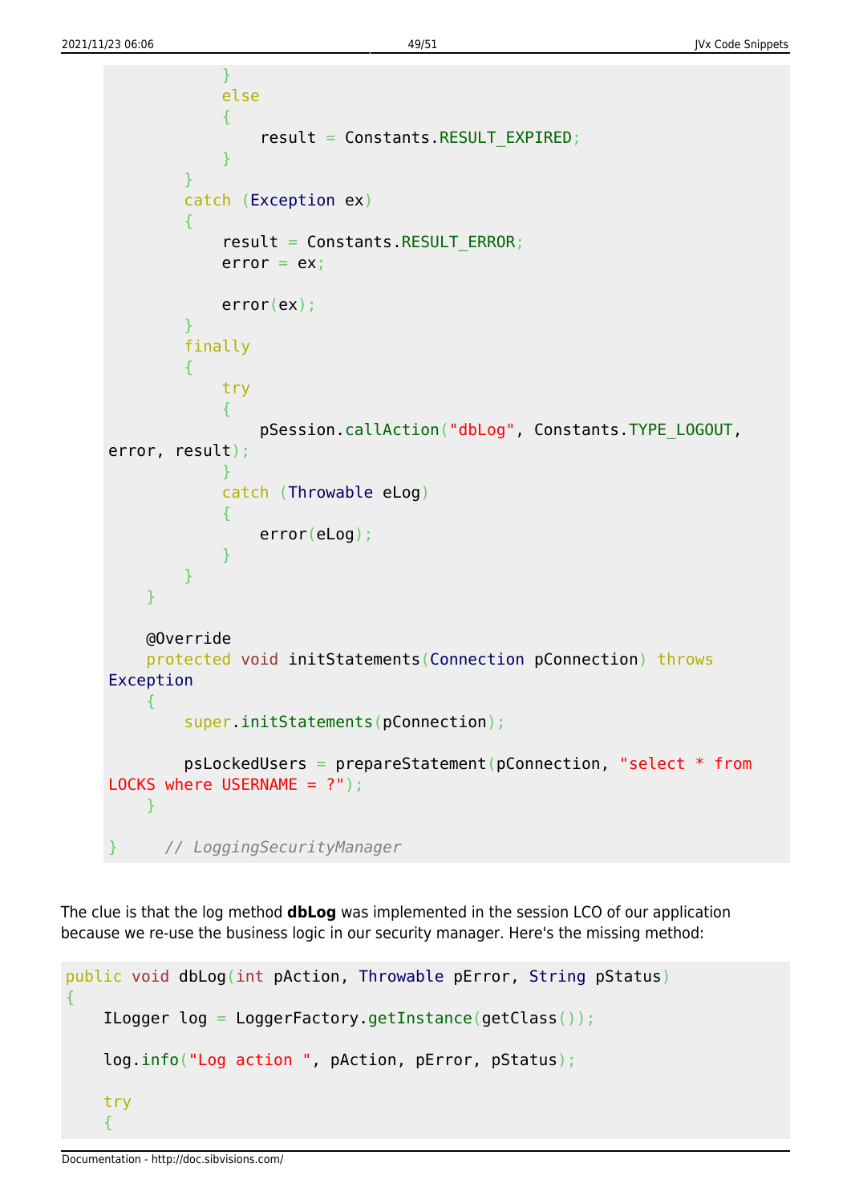```java
            }
            else
            {
                result = Constants.RESULT_EXPIRED;
            }
        }
        catch (Exception ex)
        {
            result = Constants.RESULT_ERROR;
            error = ex;

            error(ex);
        }
        finally
        {
            try
            {
                pSession.callAction("dbLog", Constants.TYPE_LOGOUT, error, result);
            }
            catch (Throwable eLog)
            {
                error(eLog);
            }
        }
    }

    @Override
    protected void initStatements(Connection pConnection) throws Exception
    {
        super.initStatements(pConnection);

        psLockedUsers = prepareStatement(pConnection, "select * from LOCKS where USERNAME = ?");
    }

}   // LoggingSecurityManager
```

The clue is that the log method **dbLog** was implemented in the session LCO of our application because we re-use the business logic in our security manager. Here's the missing method:

```java
public void dbLog(int pAction, Throwable pError, String pStatus)
{
    ILogger log = LoggerFactory.getInstance(getClass());

    log.info("Log action ", pAction, pError, pStatus);

    try
    {
```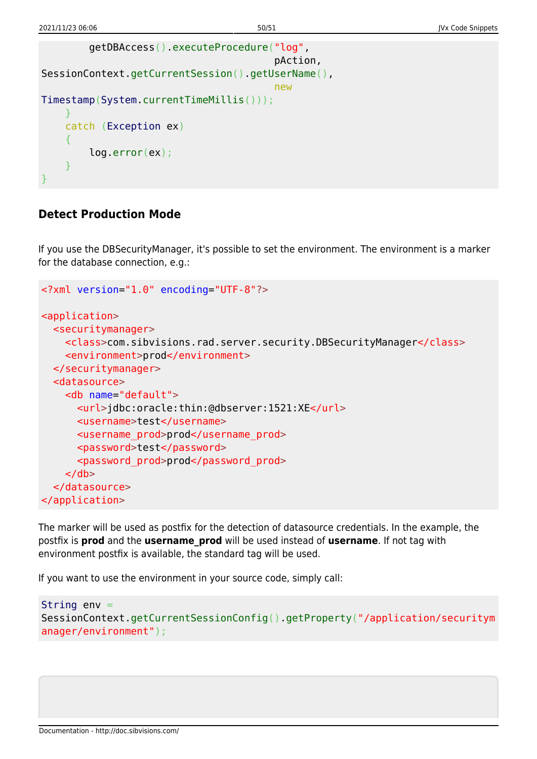```java
        getDBAccess().executeProcedure("log",
                                       pAction,
SessionContext.getCurrentSession().getUserName(),
                                       new
Timestamp(System.currentTimeMillis()));
    }
    catch (Exception ex)
    {
        log.error(ex);
    }
}
```

### Detect Production Mode

If you use the DBSecurityManager, it's possible to set the environment. The environment is a marker for the database connection, e.g.:

```xml
<?xml version="1.0" encoding="UTF-8"?>

<application>
  <securitymanager>
    <class>com.sibvisions.rad.server.security.DBSecurityManager</class>
    <environment>prod</environment>
  </securitymanager>
  <datasource>
    <db name="default">
      <url>jdbc:oracle:thin:@dbserver:1521:XE</url>
      <username>test</username>
      <username_prod>prod</username_prod>
      <password>test</password>
      <password_prod>prod</password_prod>
    </db>
  </datasource>
</application>
```

The marker will be used as postfix for the detection of datasource credentials. In the example, the postfix is **prod** and the **username_prod** will be used instead of **username**. If not tag with environment postfix is available, the standard tag will be used.

If you want to use the environment in your source code, simply call:

```java
String env =
SessionContext.getCurrentSessionConfig().getProperty("/application/securitymanager/environment");
```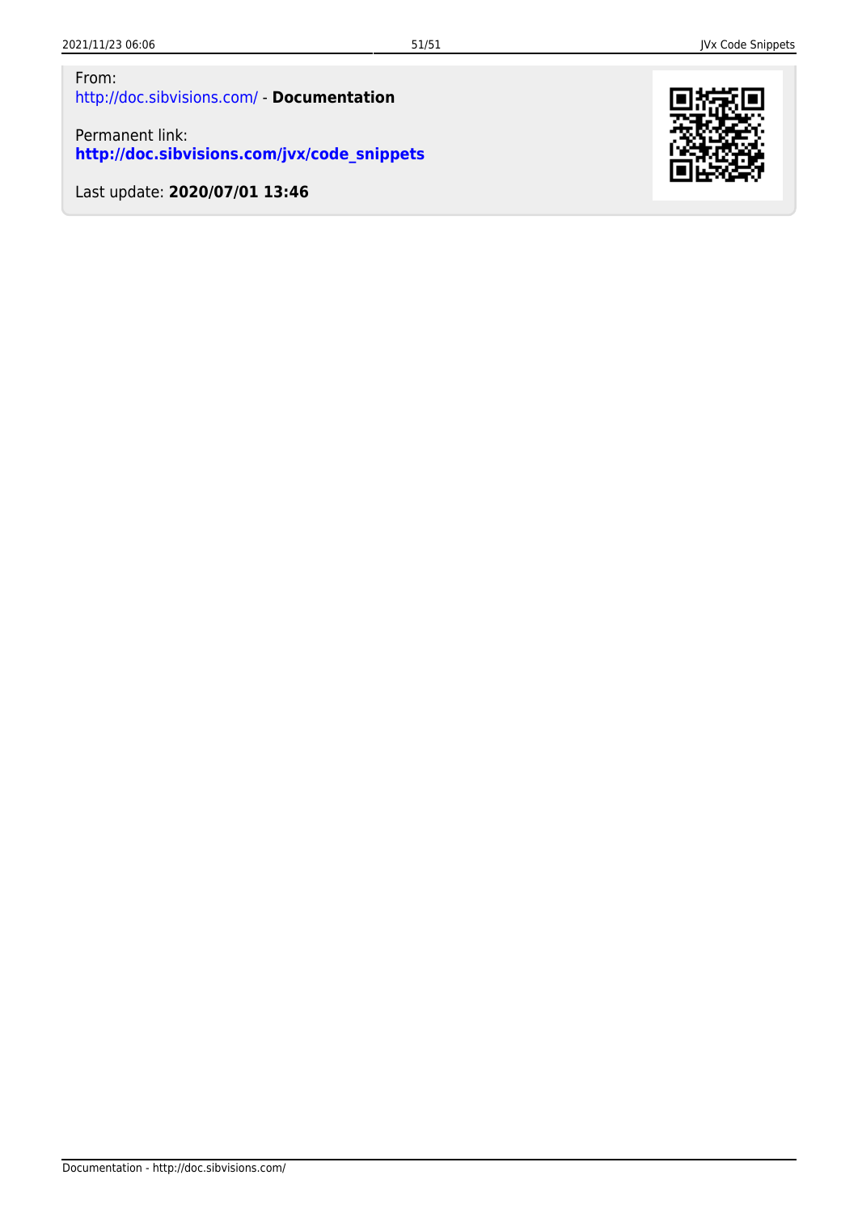From:
http://doc.sibvisions.com/ - **Documentation**

Permanent link:
**http://doc.sibvisions.com/jvx/code_snippets**

Last update: **2020/07/01 13:46**